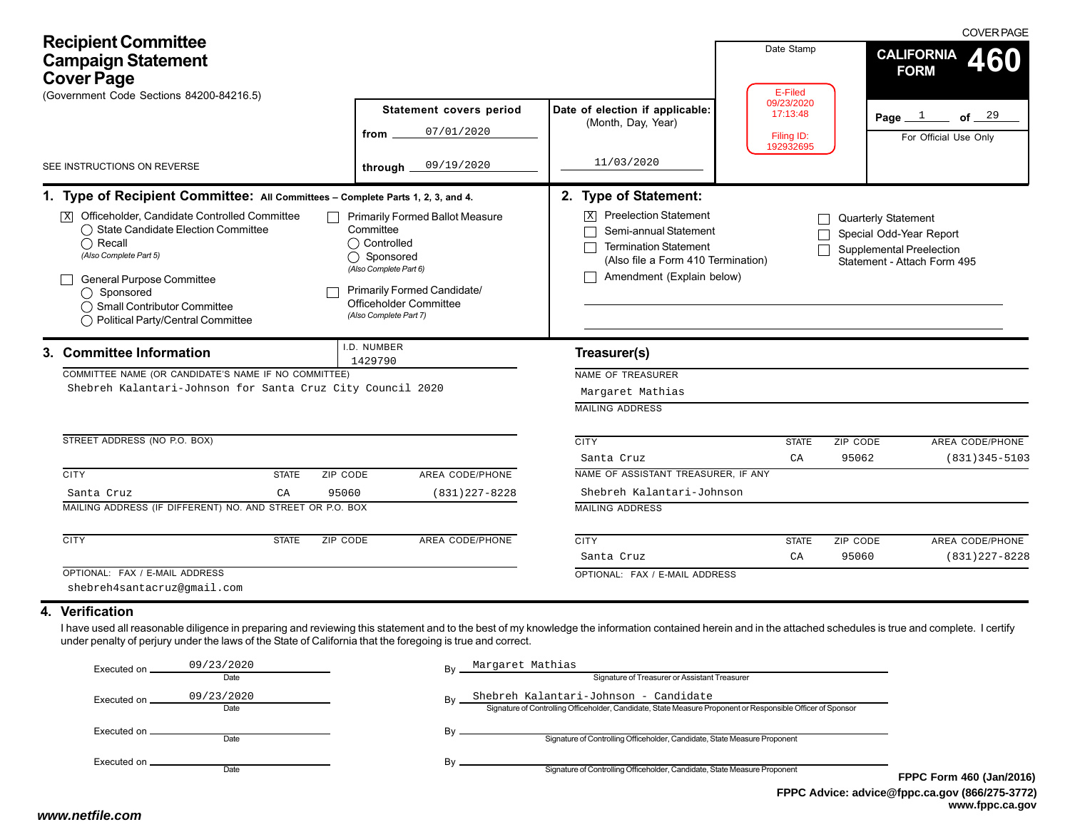COVER PAGE

# Recipient Committee Campaign Statement Cover Page

(Government Code Sections 84200-84216.5)

SEE INSTRUCTIONS ON REVERSE

**CALIFORNIA FORM 460**

| Statement covers period | Date of election if applicable: (Month, Day, Year) | Date Stamp |
|---|---|---|
| from 07/01/2020 | 11/03/2020 | E-Filed 09/23/2020 17:13:48 Filing ID: 192932695 |
| through 09/19/2020 | | |

Page 1 of 29

For Official Use Only

## 1. Type of Recipient Committee: All Committees – Complete Parts 1, 2, 3, and 4.

- [X] Officeholder, Candidate Controlled Committee
  - ◯ State Candidate Election Committee
  - ◯ Recall
  - *(Also Complete Part 5)*
- [ ] General Purpose Committee
  - ◯ Sponsored
  - ◯ Small Contributor Committee
  - ◯ Political Party/Central Committee
- [ ] Primarily Formed Ballot Measure Committee
  - ◯ Controlled
  - ◯ Sponsored
  - *(Also Complete Part 6)*
- [ ] Primarily Formed Candidate/ Officeholder Committee
  - *(Also Complete Part 7)*

## 2. Type of Statement:

- [X] Preelection Statement
- [ ] Semi-annual Statement
- [ ] Termination Statement (Also file a Form 410 Termination)
- [ ] Amendment (Explain below)
- [ ] Quarterly Statement
- [ ] Special Odd-Year Report
- [ ] Supplemental Preelection Statement - Attach Form 495

## 3. Committee Information

I.D. NUMBER: 1429790

COMMITTEE NAME (OR CANDIDATE'S NAME IF NO COMMITTEE): Shebreh Kalantari-Johnson for Santa Cruz City Council 2020

STREET ADDRESS (NO P.O. BOX):

| CITY | STATE | ZIP CODE | AREA CODE/PHONE |
|---|---|---|---|
| Santa Cruz | CA | 95060 | (831)227-8228 |

MAILING ADDRESS (IF DIFFERENT) NO. AND STREET OR P.O. BOX:

| CITY | STATE | ZIP CODE | AREA CODE/PHONE |
|---|---|---|---|
| | | | |

OPTIONAL: FAX / E-MAIL ADDRESS: shebreh4santacruz@gmail.com

### Treasurer(s)

NAME OF TREASURER: Margaret Mathias

MAILING ADDRESS:

| CITY | STATE | ZIP CODE | AREA CODE/PHONE |
|---|---|---|---|
| Santa Cruz | CA | 95062 | (831)345-5103 |

NAME OF ASSISTANT TREASURER, IF ANY: Shebreh Kalantari-Johnson

MAILING ADDRESS:

| CITY | STATE | ZIP CODE | AREA CODE/PHONE |
|---|---|---|---|
| Santa Cruz | CA | 95060 | (831)227-8228 |

OPTIONAL: FAX / E-MAIL ADDRESS:

## 4. Verification

I have used all reasonable diligence in preparing and reviewing this statement and to the best of my knowledge the information contained herein and in the attached schedules is true and complete. I certify under penalty of perjury under the laws of the State of California that the foregoing is true and correct.

Executed on 09/23/2020 (Date) By Margaret Mathias (Signature of Treasurer or Assistant Treasurer)

Executed on 09/23/2020 (Date) By Shebreh Kalantari-Johnson - Candidate (Signature of Controlling Officeholder, Candidate, State Measure Proponent or Responsible Officer of Sponsor)

Executed on ______ (Date) By ______ (Signature of Controlling Officeholder, Candidate, State Measure Proponent)

Executed on ______ (Date) By ______ (Signature of Controlling Officeholder, Candidate, State Measure Proponent)

**FPPC Form 460 (Jan/2016)**
**FPPC Advice: advice@fppc.ca.gov (866/275-3772)**
**www.fppc.ca.gov**

*www.netfile.com*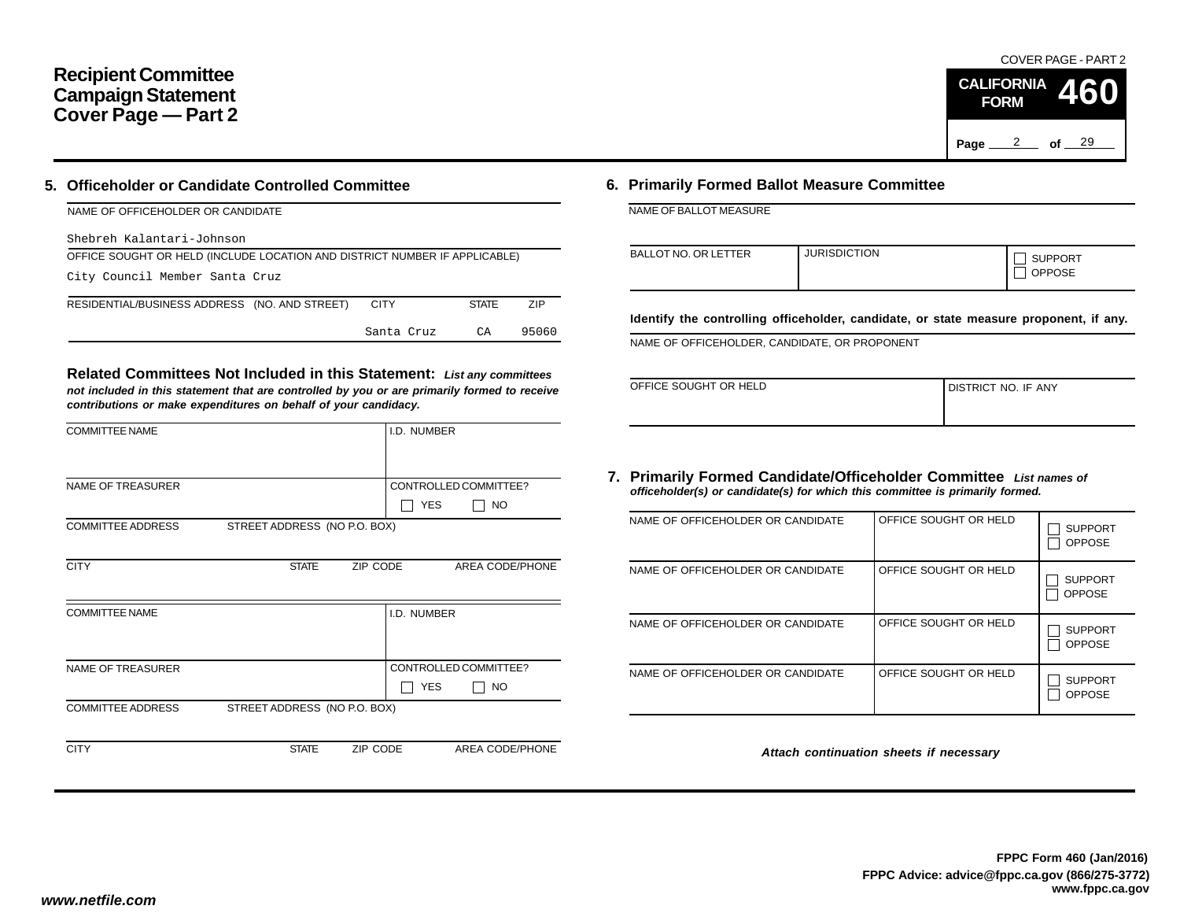# Recipient Committee Campaign Statement Cover Page — Part 2

COVER PAGE - PART 2

**CALIFORNIA FORM 460**

## 5. Officeholder or Candidate Controlled Committee

| NAME OF OFFICEHOLDER OR CANDIDATE | | | |
|---|---|---|---|
| Shebreh Kalantari-Johnson | | | |
| **OFFICE SOUGHT OR HELD (INCLUDE LOCATION AND DISTRICT NUMBER IF APPLICABLE)** | | | |
| City Council Member Santa Cruz | | | |
| **RESIDENTIAL/BUSINESS ADDRESS (NO. AND STREET)** | **CITY** | **STATE** | **ZIP** |
| | Santa Cruz | CA | 95060 |

### Related Committees Not Included in this Statement:

*List any committees not included in this statement that are controlled by you or are primarily formed to receive contributions or make expenditures on behalf of your candidacy.*

| COMMITTEE NAME | | | I.D. NUMBER |
|---|---|---|---|
| | | | |
| NAME OF TREASURER | | | CONTROLLED COMMITTEE? ☐ YES ☐ NO |
| COMMITTEE ADDRESS STREET ADDRESS (NO P.O. BOX) | | | |
| CITY | STATE | ZIP CODE | AREA CODE/PHONE |

| COMMITTEE NAME | | | I.D. NUMBER |
|---|---|---|---|
| | | | |
| NAME OF TREASURER | | | CONTROLLED COMMITTEE? ☐ YES ☐ NO |
| COMMITTEE ADDRESS STREET ADDRESS (NO P.O. BOX) | | | |
| CITY | STATE | ZIP CODE | AREA CODE/PHONE |

## 6. Primarily Formed Ballot Measure Committee

| NAME OF BALLOT MEASURE | | |
|---|---|---|
| | | |
| BALLOT NO. OR LETTER | JURISDICTION | ☐ SUPPORT ☐ OPPOSE |

**Identify the controlling officeholder, candidate, or state measure proponent, if any.**

| NAME OF OFFICEHOLDER, CANDIDATE, OR PROPONENT | |
|---|---|
| | |
| OFFICE SOUGHT OR HELD | DISTRICT NO. IF ANY |

## 7. Primarily Formed Candidate/Officeholder Committee

*List names of officeholder(s) or candidate(s) for which this committee is primarily formed.*

| NAME OF OFFICEHOLDER OR CANDIDATE | OFFICE SOUGHT OR HELD | SUPPORT / OPPOSE |
|---|---|---|
| | | ☐ SUPPORT ☐ OPPOSE |
| | | ☐ SUPPORT ☐ OPPOSE |
| | | ☐ SUPPORT ☐ OPPOSE |
| | | ☐ SUPPORT ☐ OPPOSE |

*Attach continuation sheets if necessary*

**FPPC Form 460 (Jan/2016)**
**FPPC Advice: advice@fppc.ca.gov (866/275-3772)**
**www.fppc.ca.gov**

*www.netfile.com*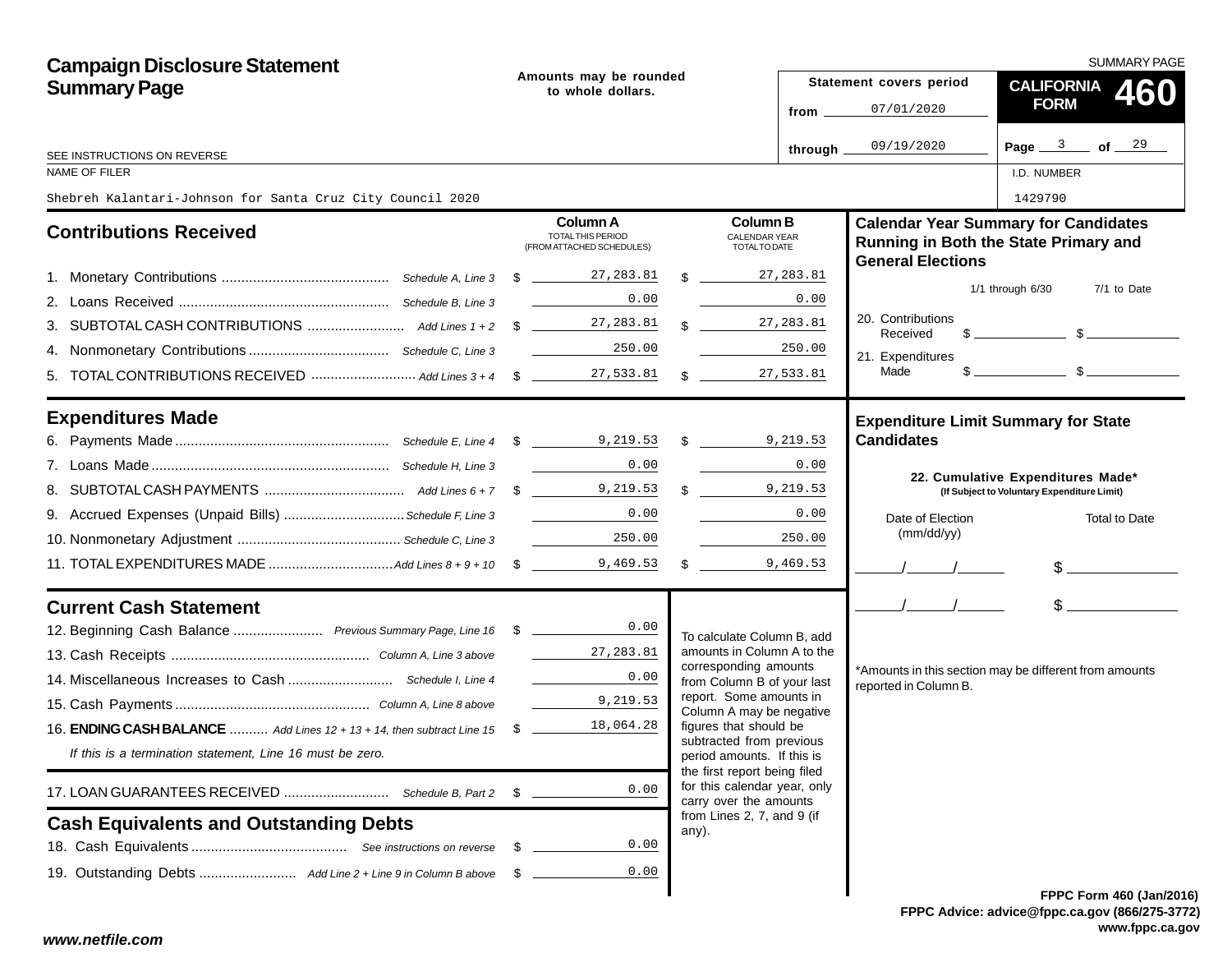# Campaign Disclosure Statement Summary Page

SUMMARY PAGE

**CALIFORNIA FORM 460**

Amounts may be rounded to whole dollars.

SEE INSTRUCTIONS ON REVERSE

| Statement covers period | |
|---|---|
| from | 07/01/2020 |
| through | 09/19/2020 |

Page 3 of 29

| NAME OF FILER | I.D. NUMBER |
|---|---|
| Shebreh Kalantari-Johnson for Santa Cruz City Council 2020 | 1429790 |

## Contributions Received

| | | Column A TOTAL THIS PERIOD (FROM ATTACHED SCHEDULES) | Column B CALENDAR YEAR TOTAL TO DATE |
|---|---|---|---|
| 1. Monetary Contributions | Schedule A, Line 3 | $ 27,283.81 | $ 27,283.81 |
| 2. Loans Received | Schedule B, Line 3 | 0.00 | 0.00 |
| 3. SUBTOTAL CASH CONTRIBUTIONS | Add Lines 1 + 2 | $ 27,283.81 | $ 27,283.81 |
| 4. Nonmonetary Contributions | Schedule C, Line 3 | 250.00 | 250.00 |
| 5. TOTAL CONTRIBUTIONS RECEIVED | Add Lines 3 + 4 | $ 27,533.81 | $ 27,533.81 |

## Expenditures Made

| | | Column A | Column B |
|---|---|---|---|
| 6. Payments Made | Schedule E, Line 4 | $ 9,219.53 | $ 9,219.53 |
| 7. Loans Made | Schedule H, Line 3 | 0.00 | 0.00 |
| 8. SUBTOTAL CASH PAYMENTS | Add Lines 6 + 7 | $ 9,219.53 | $ 9,219.53 |
| 9. Accrued Expenses (Unpaid Bills) | Schedule F, Line 3 | 0.00 | 0.00 |
| 10. Nonmonetary Adjustment | Schedule C, Line 3 | 250.00 | 250.00 |
| 11. TOTAL EXPENDITURES MADE | Add Lines 8 + 9 + 10 | $ 9,469.53 | $ 9,469.53 |

## Current Cash Statement

| | | |
|---|---|---|
| 12. Beginning Cash Balance | Previous Summary Page, Line 16 | $ 0.00 |
| 13. Cash Receipts | Column A, Line 3 above | 27,283.81 |
| 14. Miscellaneous Increases to Cash | Schedule I, Line 4 | 0.00 |
| 15. Cash Payments | Column A, Line 8 above | 9,219.53 |
| 16. **ENDING CASH BALANCE** | Add Lines 12 + 13 + 14, then subtract Line 15 | $ 18,064.28 |

*If this is a termination statement, Line 16 must be zero.*

| | | |
|---|---|---|
| 17. LOAN GUARANTEES RECEIVED | Schedule B, Part 2 | $ 0.00 |

## Cash Equivalents and Outstanding Debts

| | | |
|---|---|---|
| 18. Cash Equivalents | See instructions on reverse | $ 0.00 |
| 19. Outstanding Debts | Add Line 2 + Line 9 in Column B above | $ 0.00 |

To calculate Column B, add amounts in Column A to the corresponding amounts from Column B of your last report. Some amounts in Column A may be negative figures that should be subtracted from previous period amounts. If this is the first report being filed for this calendar year, only carry over the amounts from Lines 2, 7, and 9 (if any).

## Calendar Year Summary for Candidates Running in Both the State Primary and General Elections

| | 1/1 through 6/30 | 7/1 to Date |
|---|---|---|
| 20. Contributions Received | $ | $ |
| 21. Expenditures Made | $ | $ |

## Expenditure Limit Summary for State Candidates

**22. Cumulative Expenditures Made***
**(If Subject to Voluntary Expenditure Limit)**

| Date of Election (mm/dd/yy) | Total to Date |
|---|---|
| / / | $ |
| / / | $ |

*Amounts in this section may be different from amounts reported in Column B.

FPPC Form 460 (Jan/2016)
FPPC Advice: advice@fppc.ca.gov (866/275-3772)
www.fppc.ca.gov

www.netfile.com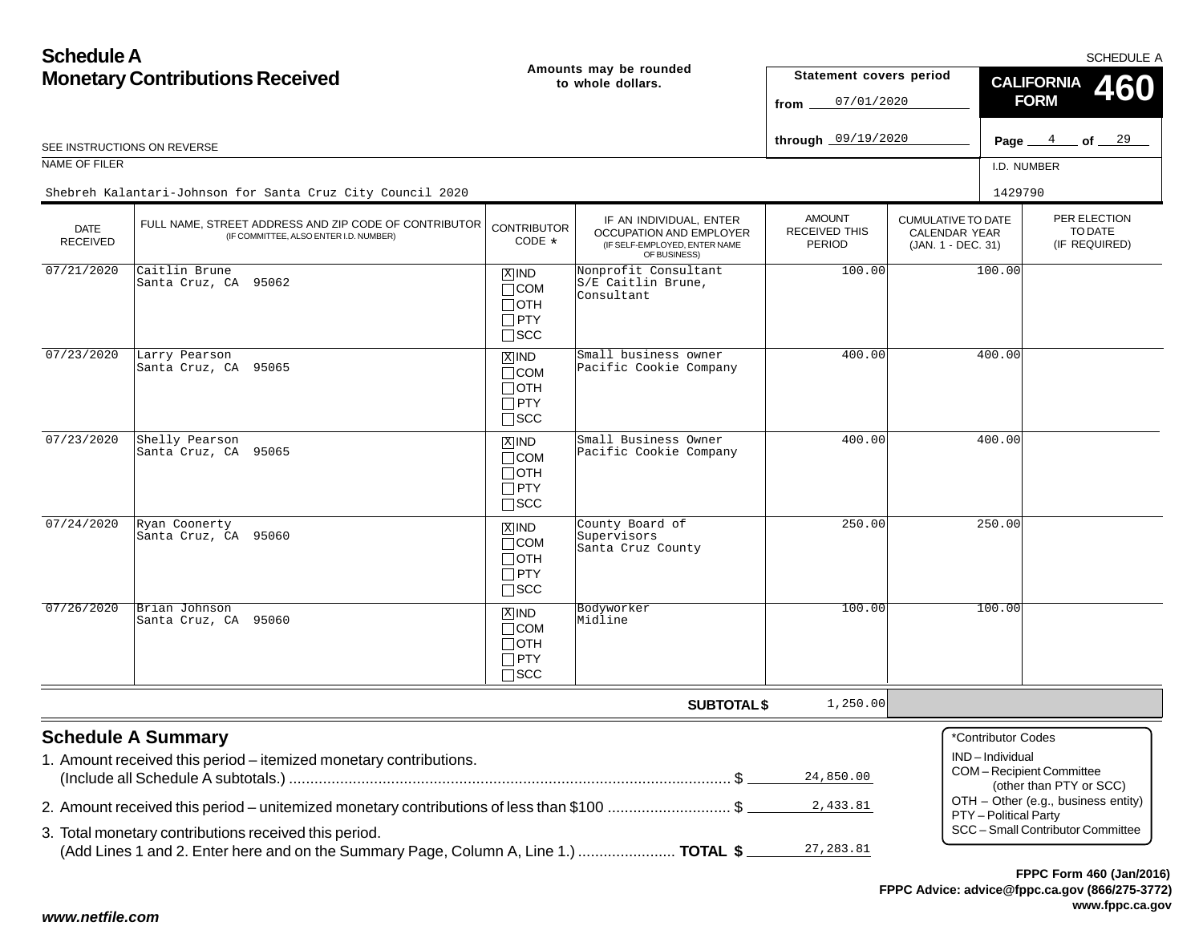# Schedule A
## Monetary Contributions Received

Amounts may be rounded to whole dollars.

SCHEDULE A

**CALIFORNIA FORM 460**

Statement covers period from 07/01/2020 through 09/19/2020

Page 4 of 29

SEE INSTRUCTIONS ON REVERSE

NAME OF FILER: Shebreh Kalantari-Johnson for Santa Cruz City Council 2020

I.D. NUMBER: 1429790

| DATE RECEIVED | FULL NAME, STREET ADDRESS AND ZIP CODE OF CONTRIBUTOR (IF COMMITTEE, ALSO ENTER I.D. NUMBER) | CONTRIBUTOR CODE * | IF AN INDIVIDUAL, ENTER OCCUPATION AND EMPLOYER (IF SELF-EMPLOYED, ENTER NAME OF BUSINESS) | AMOUNT RECEIVED THIS PERIOD | CUMULATIVE TO DATE CALENDAR YEAR (JAN. 1 - DEC. 31) | PER ELECTION TO DATE (IF REQUIRED) |
|---|---|---|---|---|---|---|
| 07/21/2020 | Caitlin Brune<br>Santa Cruz, CA 95062 | [X] IND | Nonprofit Consultant<br>S/E Caitlin Brune, Consultant | 100.00 | 100.00 | |
| 07/23/2020 | Larry Pearson<br>Santa Cruz, CA 95065 | [X] IND | Small business owner<br>Pacific Cookie Company | 400.00 | 400.00 | |
| 07/23/2020 | Shelly Pearson<br>Santa Cruz, CA 95065 | [X] IND | Small Business Owner<br>Pacific Cookie Company | 400.00 | 400.00 | |
| 07/24/2020 | Ryan Coonerty<br>Santa Cruz, CA 95060 | [X] IND | County Board of Supervisors<br>Santa Cruz County | 250.00 | 250.00 | |
| 07/26/2020 | Brian Johnson<br>Santa Cruz, CA 95060 | [X] IND | Bodyworker<br>Midline | 100.00 | 100.00 | |
| | | | **SUBTOTAL $** | 1,250.00 | | |

## Schedule A Summary

1. Amount received this period – itemized monetary contributions. (Include all Schedule A subtotals.) ........ $ 24,850.00
2. Amount received this period – unitemized monetary contributions of less than $100 ........ $ 2,433.81
3. Total monetary contributions received this period. (Add Lines 1 and 2. Enter here and on the Summary Page, Column A, Line 1.) ........ **TOTAL $** 27,283.81

*Contributor Codes
- IND – Individual
- COM – Recipient Committee (other than PTY or SCC)
- OTH – Other (e.g., business entity)
- PTY – Political Party
- SCC – Small Contributor Committee

**FPPC Form 460 (Jan/2016)**
**FPPC Advice: advice@fppc.ca.gov (866/275-3772)**
**www.fppc.ca.gov**

*www.netfile.com*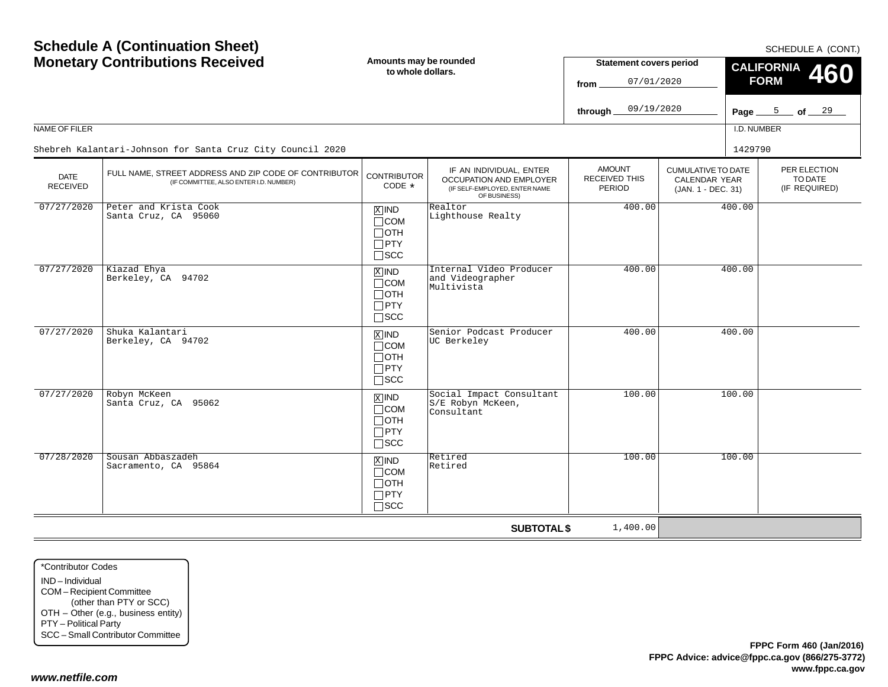# Schedule A (Continuation Sheet)
# Monetary Contributions Received

SCHEDULE A (CONT.)

**Amounts may be rounded to whole dollars.**

**Statement covers period**
from 07/01/2020
through 09/19/2020

**CALIFORNIA FORM 460**

NAME OF FILER: Shebreh Kalantari-Johnson for Santa Cruz City Council 2020

I.D. NUMBER: 1429790

| DATE RECEIVED | FULL NAME, STREET ADDRESS AND ZIP CODE OF CONTRIBUTOR (IF COMMITTEE, ALSO ENTER I.D. NUMBER) | CONTRIBUTOR CODE * | IF AN INDIVIDUAL, ENTER OCCUPATION AND EMPLOYER (IF SELF-EMPLOYED, ENTER NAME OF BUSINESS) | AMOUNT RECEIVED THIS PERIOD | CUMULATIVE TO DATE CALENDAR YEAR (JAN. 1 - DEC. 31) | PER ELECTION TO DATE (IF REQUIRED) |
|---|---|---|---|---|---|---|
| 07/27/2020 | Peter and Krista Cook<br>Santa Cruz, CA 95060 | [X] IND | Realtor<br>Lighthouse Realty | 400.00 | 400.00 | |
| 07/27/2020 | Kiazad Ehya<br>Berkeley, CA 94702 | [X] IND | Internal Video Producer and Videographer<br>Multivista | 400.00 | 400.00 | |
| 07/27/2020 | Shuka Kalantari<br>Berkeley, CA 94702 | [X] IND | Senior Podcast Producer<br>UC Berkeley | 400.00 | 400.00 | |
| 07/27/2020 | Robyn McKeen<br>Santa Cruz, CA 95062 | [X] IND | Social Impact Consultant<br>S/E Robyn McKeen, Consultant | 100.00 | 100.00 | |
| 07/28/2020 | Sousan Abbaszadeh<br>Sacramento, CA 95864 | [X] IND | Retired<br>Retired | 100.00 | 100.00 | |
| | | | **SUBTOTAL $** | 1,400.00 | | |

*Contributor Codes
- IND – Individual
- COM – Recipient Committee (other than PTY or SCC)
- OTH – Other (e.g., business entity)
- PTY – Political Party
- SCC – Small Contributor Committee

**FPPC Form 460 (Jan/2016)**
**FPPC Advice: advice@fppc.ca.gov (866/275-3772)**
**www.fppc.ca.gov**

***www.netfile.com***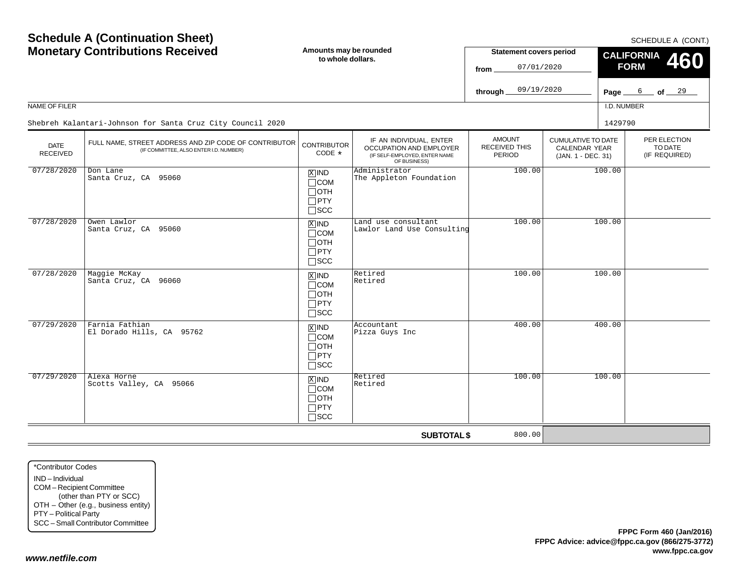# Schedule A (Continuation Sheet)
# Monetary Contributions Received

SCHEDULE A (CONT.)

**Amounts may be rounded to whole dollars.**

**Statement covers period**
from 07/01/2020
through 09/19/2020

**CALIFORNIA FORM 460**

NAME OF FILER: Shebreh Kalantari-Johnson for Santa Cruz City Council 2020

I.D. NUMBER: 1429790

| DATE RECEIVED | FULL NAME, STREET ADDRESS AND ZIP CODE OF CONTRIBUTOR (IF COMMITTEE, ALSO ENTER I.D. NUMBER) | CONTRIBUTOR CODE * | IF AN INDIVIDUAL, ENTER OCCUPATION AND EMPLOYER (IF SELF-EMPLOYED, ENTER NAME OF BUSINESS) | AMOUNT RECEIVED THIS PERIOD | CUMULATIVE TO DATE CALENDAR YEAR (JAN. 1 - DEC. 31) | PER ELECTION TO DATE (IF REQUIRED) |
|---|---|---|---|---|---|---|
| 07/28/2020 | Don Lane<br>Santa Cruz, CA 95060 | [X] IND [ ] COM [ ] OTH [ ] PTY [ ] SCC | Administrator<br>The Appleton Foundation | 100.00 | 100.00 | |
| 07/28/2020 | Owen Lawlor<br>Santa Cruz, CA 95060 | [X] IND [ ] COM [ ] OTH [ ] PTY [ ] SCC | Land use consultant<br>Lawlor Land Use Consulting | 100.00 | 100.00 | |
| 07/28/2020 | Maggie McKay<br>Santa Cruz, CA 96060 | [X] IND [ ] COM [ ] OTH [ ] PTY [ ] SCC | Retired<br>Retired | 100.00 | 100.00 | |
| 07/29/2020 | Farnia Fathian<br>El Dorado Hills, CA 95762 | [X] IND [ ] COM [ ] OTH [ ] PTY [ ] SCC | Accountant<br>Pizza Guys Inc | 400.00 | 400.00 | |
| 07/29/2020 | Alexa Horne<br>Scotts Valley, CA 95066 | [X] IND [ ] COM [ ] OTH [ ] PTY [ ] SCC | Retired<br>Retired | 100.00 | 100.00 | |
| | | | **SUBTOTAL $** | 800.00 | | |

*Contributor Codes
- IND – Individual
- COM – Recipient Committee (other than PTY or SCC)
- OTH – Other (e.g., business entity)
- PTY – Political Party
- SCC – Small Contributor Committee

**FPPC Form 460 (Jan/2016)**
**FPPC Advice: advice@fppc.ca.gov (866/275-3772)**
**www.fppc.ca.gov**

***www.netfile.com***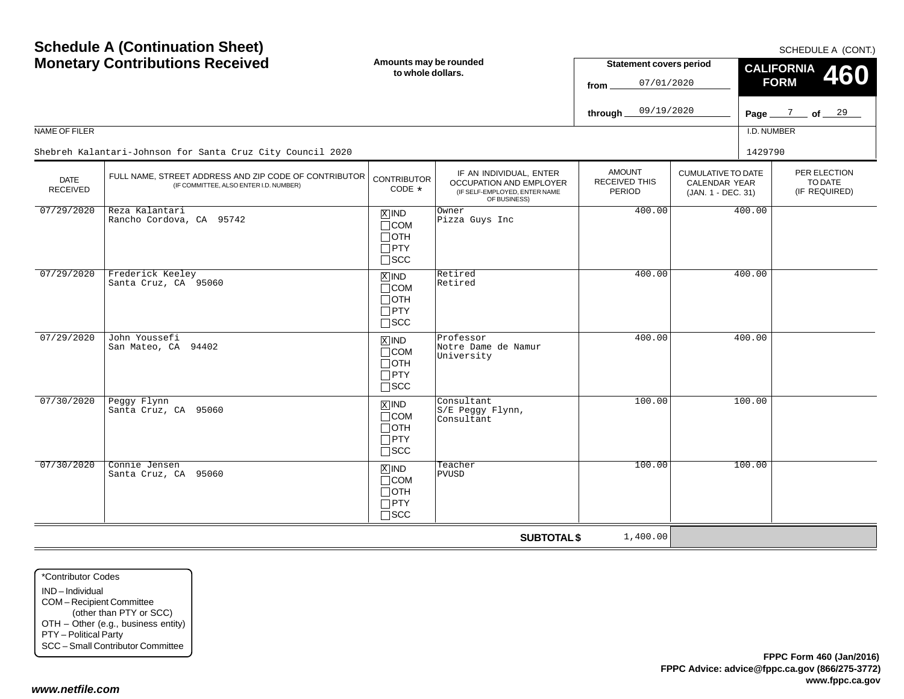# Schedule A (Continuation Sheet)
# Monetary Contributions Received

**Amounts may be rounded to whole dollars.**

SCHEDULE A (CONT.)

**Statement covers period**
from 07/01/2020
through 09/19/2020

**CALIFORNIA FORM 460**

NAME OF FILER: Shebreh Kalantari-Johnson for Santa Cruz City Council 2020

I.D. NUMBER: 1429790

| DATE RECEIVED | FULL NAME, STREET ADDRESS AND ZIP CODE OF CONTRIBUTOR (IF COMMITTEE, ALSO ENTER I.D. NUMBER) | CONTRIBUTOR CODE * | IF AN INDIVIDUAL, ENTER OCCUPATION AND EMPLOYER (IF SELF-EMPLOYED, ENTER NAME OF BUSINESS) | AMOUNT RECEIVED THIS PERIOD | CUMULATIVE TO DATE CALENDAR YEAR (JAN. 1 - DEC. 31) | PER ELECTION TO DATE (IF REQUIRED) |
|---|---|---|---|---|---|---|
| 07/29/2020 | Reza Kalantari<br>Rancho Cordova, CA 95742 | [X] IND [ ] COM [ ] OTH [ ] PTY [ ] SCC | Owner<br>Pizza Guys Inc | 400.00 | 400.00 | |
| 07/29/2020 | Frederick Keeley<br>Santa Cruz, CA 95060 | [X] IND [ ] COM [ ] OTH [ ] PTY [ ] SCC | Retired<br>Retired | 400.00 | 400.00 | |
| 07/29/2020 | John Youssefi<br>San Mateo, CA 94402 | [X] IND [ ] COM [ ] OTH [ ] PTY [ ] SCC | Professor<br>Notre Dame de Namur University | 400.00 | 400.00 | |
| 07/30/2020 | Peggy Flynn<br>Santa Cruz, CA 95060 | [X] IND [ ] COM [ ] OTH [ ] PTY [ ] SCC | Consultant<br>S/E Peggy Flynn, Consultant | 100.00 | 100.00 | |
| 07/30/2020 | Connie Jensen<br>Santa Cruz, CA 95060 | [X] IND [ ] COM [ ] OTH [ ] PTY [ ] SCC | Teacher<br>PVUSD | 100.00 | 100.00 | |
| | | | **SUBTOTAL $** | 1,400.00 | | |

*Contributor Codes
- IND – Individual
- COM – Recipient Committee (other than PTY or SCC)
- OTH – Other (e.g., business entity)
- PTY – Political Party
- SCC – Small Contributor Committee

**FPPC Form 460 (Jan/2016)**
**FPPC Advice: advice@fppc.ca.gov (866/275-3772)**
**www.fppc.ca.gov**

***www.netfile.com***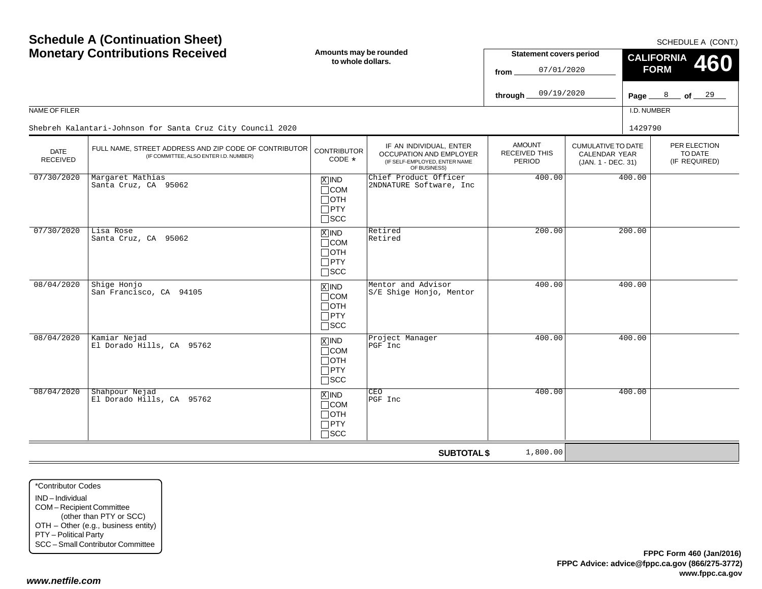# Schedule A (Continuation Sheet)
# Monetary Contributions Received

SCHEDULE A (CONT.)

**Amounts may be rounded to whole dollars.**

**Statement covers period**
from 07/01/2020
through 09/19/2020

**CALIFORNIA FORM 460**

Page 8 of 29

NAME OF FILER: Shebreh Kalantari-Johnson for Santa Cruz City Council 2020

I.D. NUMBER: 1429790

| DATE RECEIVED | FULL NAME, STREET ADDRESS AND ZIP CODE OF CONTRIBUTOR (IF COMMITTEE, ALSO ENTER I.D. NUMBER) | CONTRIBUTOR CODE * | IF AN INDIVIDUAL, ENTER OCCUPATION AND EMPLOYER (IF SELF-EMPLOYED, ENTER NAME OF BUSINESS) | AMOUNT RECEIVED THIS PERIOD | CUMULATIVE TO DATE CALENDAR YEAR (JAN. 1 - DEC. 31) | PER ELECTION TO DATE (IF REQUIRED) |
|---|---|---|---|---|---|---|
| 07/30/2020 | Margaret Mathias<br>Santa Cruz, CA 95062 | [X] IND [ ] COM [ ] OTH [ ] PTY [ ] SCC | Chief Product Officer<br>2NDNATURE Software, Inc | 400.00 | 400.00 | |
| 07/30/2020 | Lisa Rose<br>Santa Cruz, CA 95062 | [X] IND [ ] COM [ ] OTH [ ] PTY [ ] SCC | Retired<br>Retired | 200.00 | 200.00 | |
| 08/04/2020 | Shige Honjo<br>San Francisco, CA 94105 | [X] IND [ ] COM [ ] OTH [ ] PTY [ ] SCC | Mentor and Advisor<br>S/E Shige Honjo, Mentor | 400.00 | 400.00 | |
| 08/04/2020 | Kamiar Nejad<br>El Dorado Hills, CA 95762 | [X] IND [ ] COM [ ] OTH [ ] PTY [ ] SCC | Project Manager<br>PGF Inc | 400.00 | 400.00 | |
| 08/04/2020 | Shahpour Nejad<br>El Dorado Hills, CA 95762 | [X] IND [ ] COM [ ] OTH [ ] PTY [ ] SCC | CEO<br>PGF Inc | 400.00 | 400.00 | |
| | | | **SUBTOTAL $** | 1,800.00 | | |

*Contributor Codes
- IND – Individual
- COM – Recipient Committee (other than PTY or SCC)
- OTH – Other (e.g., business entity)
- PTY – Political Party
- SCC – Small Contributor Committee

**FPPC Form 460 (Jan/2016)**
**FPPC Advice: advice@fppc.ca.gov (866/275-3772)**
**www.fppc.ca.gov**

*www.netfile.com*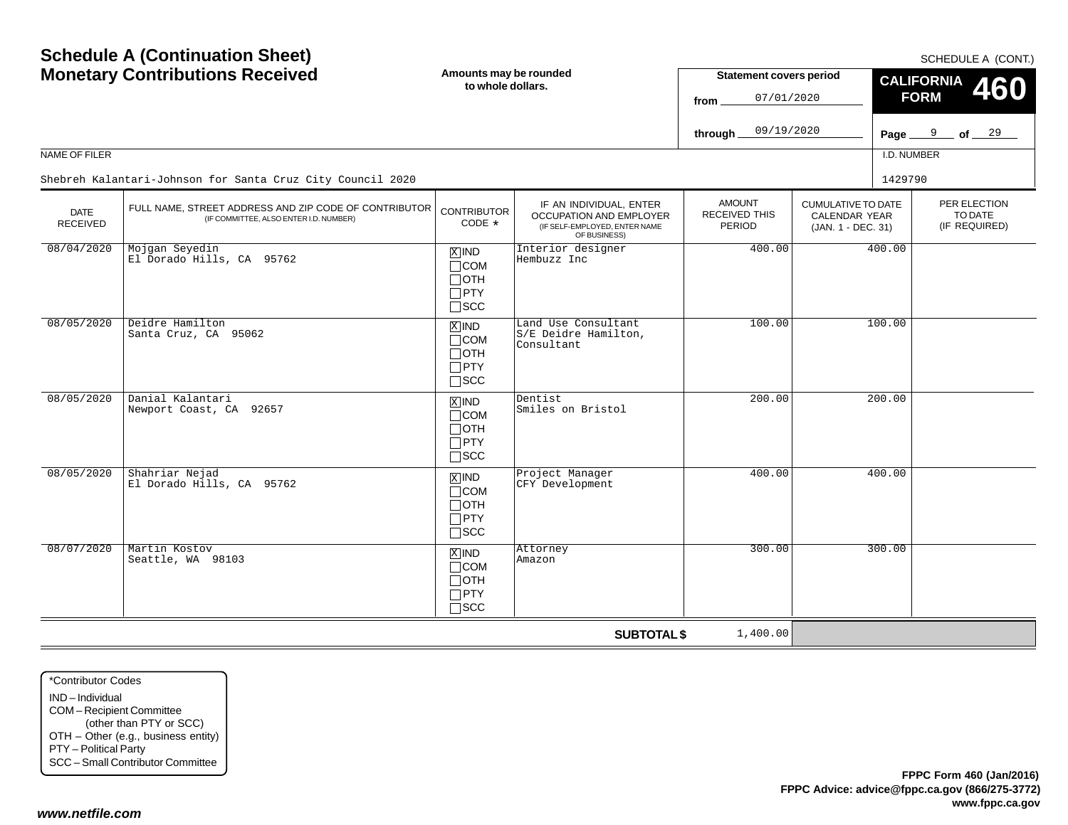# Schedule A (Continuation Sheet)
# Monetary Contributions Received

SCHEDULE A (CONT.)

**Amounts may be rounded to whole dollars.**

**Statement covers period**

from 07/01/2020

through 09/19/2020

**CALIFORNIA FORM 460**

NAME OF FILER: Shebreh Kalantari-Johnson for Santa Cruz City Council 2020

I.D. NUMBER: 1429790

| DATE RECEIVED | FULL NAME, STREET ADDRESS AND ZIP CODE OF CONTRIBUTOR (IF COMMITTEE, ALSO ENTER I.D. NUMBER) | CONTRIBUTOR CODE * | IF AN INDIVIDUAL, ENTER OCCUPATION AND EMPLOYER (IF SELF-EMPLOYED, ENTER NAME OF BUSINESS) | AMOUNT RECEIVED THIS PERIOD | CUMULATIVE TO DATE CALENDAR YEAR (JAN. 1 - DEC. 31) | PER ELECTION TO DATE (IF REQUIRED) |
|---|---|---|---|---|---|---|
| 08/04/2020 | Mojgan Seyedin<br>El Dorado Hills, CA 95762 | [X] IND<br>[ ] COM<br>[ ] OTH<br>[ ] PTY<br>[ ] SCC | Interior designer<br>Hembuzz Inc | 400.00 | 400.00 | |
| 08/05/2020 | Deidre Hamilton<br>Santa Cruz, CA 95062 | [X] IND<br>[ ] COM<br>[ ] OTH<br>[ ] PTY<br>[ ] SCC | Land Use Consultant<br>S/E Deidre Hamilton, Consultant | 100.00 | 100.00 | |
| 08/05/2020 | Danial Kalantari<br>Newport Coast, CA 92657 | [X] IND<br>[ ] COM<br>[ ] OTH<br>[ ] PTY<br>[ ] SCC | Dentist<br>Smiles on Bristol | 200.00 | 200.00 | |
| 08/05/2020 | Shahriar Nejad<br>El Dorado Hills, CA 95762 | [X] IND<br>[ ] COM<br>[ ] OTH<br>[ ] PTY<br>[ ] SCC | Project Manager<br>CFY Development | 400.00 | 400.00 | |
| 08/07/2020 | Martin Kostov<br>Seattle, WA 98103 | [X] IND<br>[ ] COM<br>[ ] OTH<br>[ ] PTY<br>[ ] SCC | Attorney<br>Amazon | 300.00 | 300.00 | |
| | | | **SUBTOTAL $** | 1,400.00 | | |

*Contributor Codes
- IND – Individual
- COM – Recipient Committee (other than PTY or SCC)
- OTH – Other (e.g., business entity)
- PTY – Political Party
- SCC – Small Contributor Committee

**FPPC Form 460 (Jan/2016)**
**FPPC Advice: advice@fppc.ca.gov (866/275-3772)**
**www.fppc.ca.gov**

***www.netfile.com***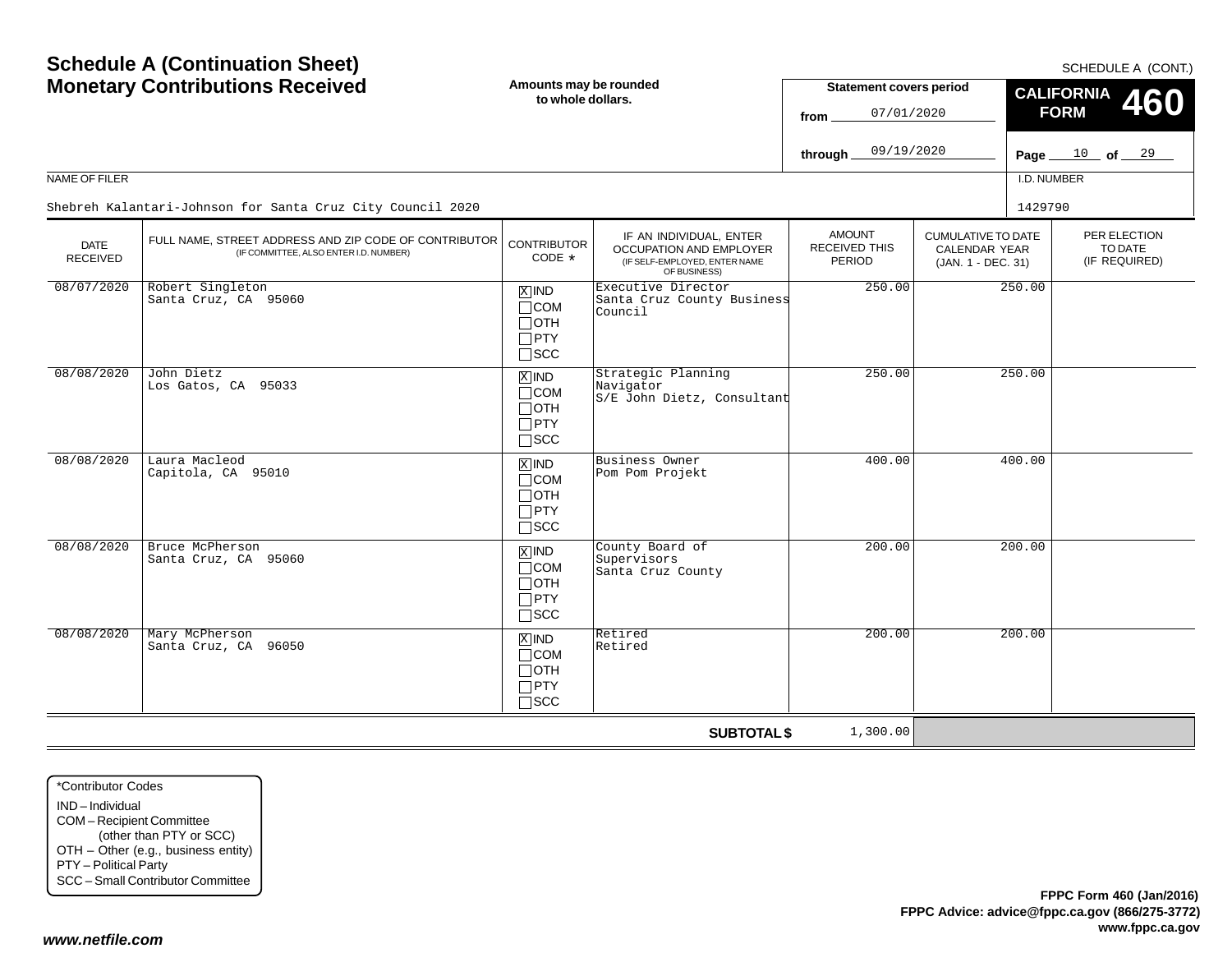# Schedule A (Continuation Sheet) Monetary Contributions Received

SCHEDULE A (CONT.)

**Amounts may be rounded to whole dollars.**

**Statement covers period**

from 07/01/2020

through 09/19/2020

**CALIFORNIA FORM 460**

Page 10 of 29

NAME OF FILER: Shebreh Kalantari-Johnson for Santa Cruz City Council 2020

I.D. NUMBER: 1429790

| DATE RECEIVED | FULL NAME, STREET ADDRESS AND ZIP CODE OF CONTRIBUTOR (IF COMMITTEE, ALSO ENTER I.D. NUMBER) | CONTRIBUTOR CODE * | IF AN INDIVIDUAL, ENTER OCCUPATION AND EMPLOYER (IF SELF-EMPLOYED, ENTER NAME OF BUSINESS) | AMOUNT RECEIVED THIS PERIOD | CUMULATIVE TO DATE CALENDAR YEAR (JAN. 1 - DEC. 31) | PER ELECTION TO DATE (IF REQUIRED) |
|---|---|---|---|---|---|---|
| 08/07/2020 | Robert Singleton<br>Santa Cruz, CA 95060 | [X] IND<br>[ ] COM<br>[ ] OTH<br>[ ] PTY<br>[ ] SCC | Executive Director<br>Santa Cruz County Business Council | 250.00 | 250.00 | |
| 08/08/2020 | John Dietz<br>Los Gatos, CA 95033 | [X] IND<br>[ ] COM<br>[ ] OTH<br>[ ] PTY<br>[ ] SCC | Strategic Planning Navigator<br>S/E John Dietz, Consultant | 250.00 | 250.00 | |
| 08/08/2020 | Laura Macleod<br>Capitola, CA 95010 | [X] IND<br>[ ] COM<br>[ ] OTH<br>[ ] PTY<br>[ ] SCC | Business Owner<br>Pom Pom Projekt | 400.00 | 400.00 | |
| 08/08/2020 | Bruce McPherson<br>Santa Cruz, CA 95060 | [X] IND<br>[ ] COM<br>[ ] OTH<br>[ ] PTY<br>[ ] SCC | County Board of Supervisors<br>Santa Cruz County | 200.00 | 200.00 | |
| 08/08/2020 | Mary McPherson<br>Santa Cruz, CA 96050 | [X] IND<br>[ ] COM<br>[ ] OTH<br>[ ] PTY<br>[ ] SCC | Retired<br>Retired | 200.00 | 200.00 | |
| | | | **SUBTOTAL $** | 1,300.00 | | |

*Contributor Codes
- IND – Individual
- COM – Recipient Committee (other than PTY or SCC)
- OTH – Other (e.g., business entity)
- PTY – Political Party
- SCC – Small Contributor Committee

**FPPC Form 460 (Jan/2016)**
**FPPC Advice: advice@fppc.ca.gov (866/275-3772)**
**www.fppc.ca.gov**

*www.netfile.com*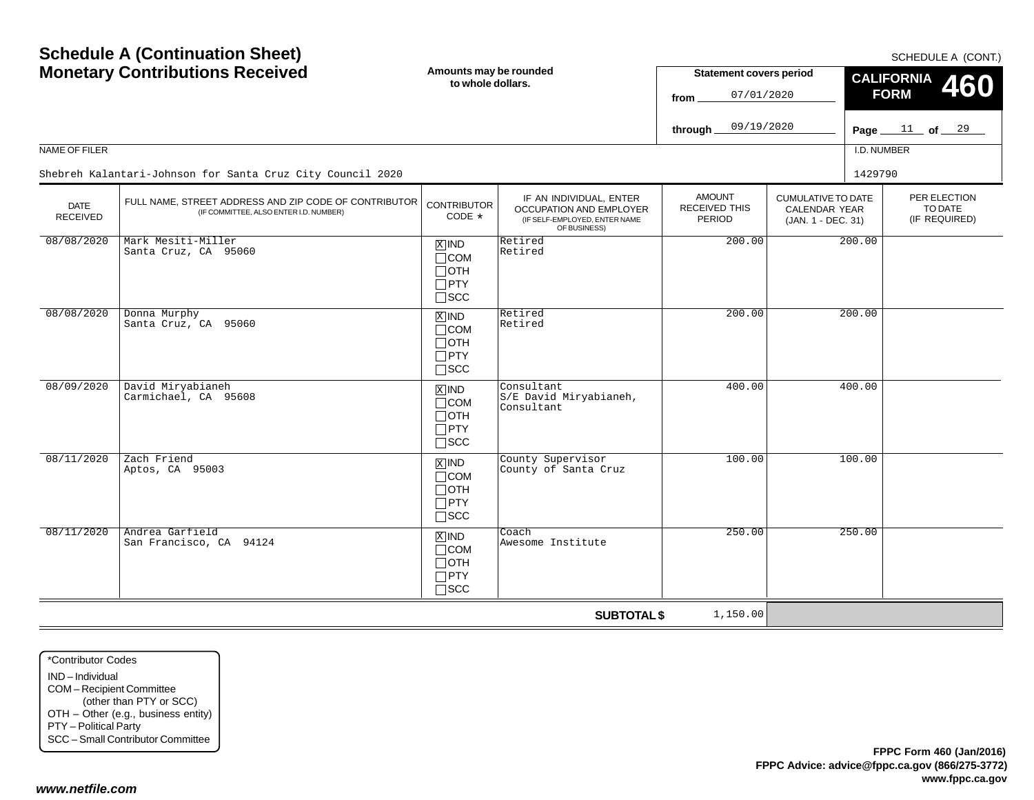# Schedule A (Continuation Sheet)
# Monetary Contributions Received

SCHEDULE A (CONT.)

**Amounts may be rounded to whole dollars.**

**Statement covers period**
from 07/01/2020
through 09/19/2020

**CALIFORNIA FORM 460**

Page 11 of 29

NAME OF FILER: Shebreh Kalantari-Johnson for Santa Cruz City Council 2020

I.D. NUMBER: 1429790

| DATE RECEIVED | FULL NAME, STREET ADDRESS AND ZIP CODE OF CONTRIBUTOR (IF COMMITTEE, ALSO ENTER I.D. NUMBER) | CONTRIBUTOR CODE * | IF AN INDIVIDUAL, ENTER OCCUPATION AND EMPLOYER (IF SELF-EMPLOYED, ENTER NAME OF BUSINESS) | AMOUNT RECEIVED THIS PERIOD | CUMULATIVE TO DATE CALENDAR YEAR (JAN. 1 - DEC. 31) | PER ELECTION TO DATE (IF REQUIRED) |
|---|---|---|---|---|---|---|
| 08/08/2020 | Mark Mesiti-Miller<br>Santa Cruz, CA 95060 | [X] IND [ ] COM [ ] OTH [ ] PTY [ ] SCC | Retired<br>Retired | 200.00 | 200.00 | |
| 08/08/2020 | Donna Murphy<br>Santa Cruz, CA 95060 | [X] IND [ ] COM [ ] OTH [ ] PTY [ ] SCC | Retired<br>Retired | 200.00 | 200.00 | |
| 08/09/2020 | David Miryabianeh<br>Carmichael, CA 95608 | [X] IND [ ] COM [ ] OTH [ ] PTY [ ] SCC | Consultant<br>S/E David Miryabianeh, Consultant | 400.00 | 400.00 | |
| 08/11/2020 | Zach Friend<br>Aptos, CA 95003 | [X] IND [ ] COM [ ] OTH [ ] PTY [ ] SCC | County Supervisor<br>County of Santa Cruz | 100.00 | 100.00 | |
| 08/11/2020 | Andrea Garfield<br>San Francisco, CA 94124 | [X] IND [ ] COM [ ] OTH [ ] PTY [ ] SCC | Coach<br>Awesome Institute | 250.00 | 250.00 | |
| | | | **SUBTOTAL $** | 1,150.00 | | |

*Contributor Codes
IND – Individual
COM – Recipient Committee (other than PTY or SCC)
OTH – Other (e.g., business entity)
PTY – Political Party
SCC – Small Contributor Committee

**FPPC Form 460 (Jan/2016)**
**FPPC Advice: advice@fppc.ca.gov (866/275-3772)**
**www.fppc.ca.gov**

*www.netfile.com*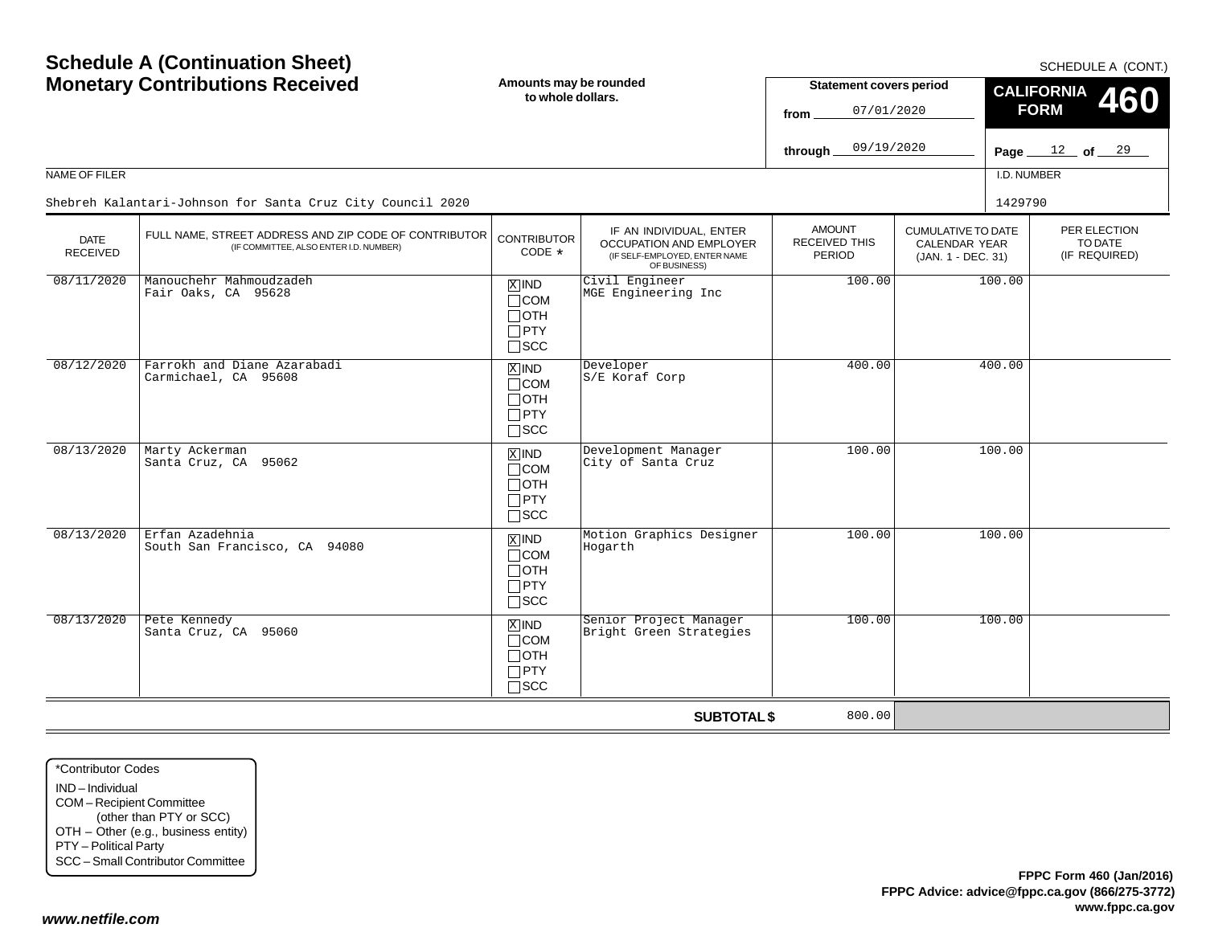# Schedule A (Continuation Sheet) Monetary Contributions Received

SCHEDULE A (CONT.)

**Amounts may be rounded to whole dollars.**

**Statement covers period**
from 07/01/2020
through 09/19/2020

**CALIFORNIA FORM 460**

Page 12 of 29

NAME OF FILER: Shebreh Kalantari-Johnson for Santa Cruz City Council 2020

I.D. NUMBER: 1429790

| DATE RECEIVED | FULL NAME, STREET ADDRESS AND ZIP CODE OF CONTRIBUTOR (IF COMMITTEE, ALSO ENTER I.D. NUMBER) | CONTRIBUTOR CODE * | IF AN INDIVIDUAL, ENTER OCCUPATION AND EMPLOYER (IF SELF-EMPLOYED, ENTER NAME OF BUSINESS) | AMOUNT RECEIVED THIS PERIOD | CUMULATIVE TO DATE CALENDAR YEAR (JAN. 1 - DEC. 31) | PER ELECTION TO DATE (IF REQUIRED) |
|---|---|---|---|---|---|---|
| 08/11/2020 | Manouchehr Mahmoudzadeh<br>Fair Oaks, CA 95628 | [X] IND [ ] COM [ ] OTH [ ] PTY [ ] SCC | Civil Engineer<br>MGE Engineering Inc | 100.00 | 100.00 | |
| 08/12/2020 | Farrokh and Diane Azarabadi<br>Carmichael, CA 95608 | [X] IND [ ] COM [ ] OTH [ ] PTY [ ] SCC | Developer<br>S/E Koraf Corp | 400.00 | 400.00 | |
| 08/13/2020 | Marty Ackerman<br>Santa Cruz, CA 95062 | [X] IND [ ] COM [ ] OTH [ ] PTY [ ] SCC | Development Manager<br>City of Santa Cruz | 100.00 | 100.00 | |
| 08/13/2020 | Erfan Azadehnia<br>South San Francisco, CA 94080 | [X] IND [ ] COM [ ] OTH [ ] PTY [ ] SCC | Motion Graphics Designer<br>Hogarth | 100.00 | 100.00 | |
| 08/13/2020 | Pete Kennedy<br>Santa Cruz, CA 95060 | [X] IND [ ] COM [ ] OTH [ ] PTY [ ] SCC | Senior Project Manager<br>Bright Green Strategies | 100.00 | 100.00 | |
| | | | **SUBTOTAL $** | 800.00 | | |

*Contributor Codes
- IND – Individual
- COM – Recipient Committee (other than PTY or SCC)
- OTH – Other (e.g., business entity)
- PTY – Political Party
- SCC – Small Contributor Committee

**FPPC Form 460 (Jan/2016)**
**FPPC Advice: advice@fppc.ca.gov (866/275-3772)**
**www.fppc.ca.gov**

*www.netfile.com*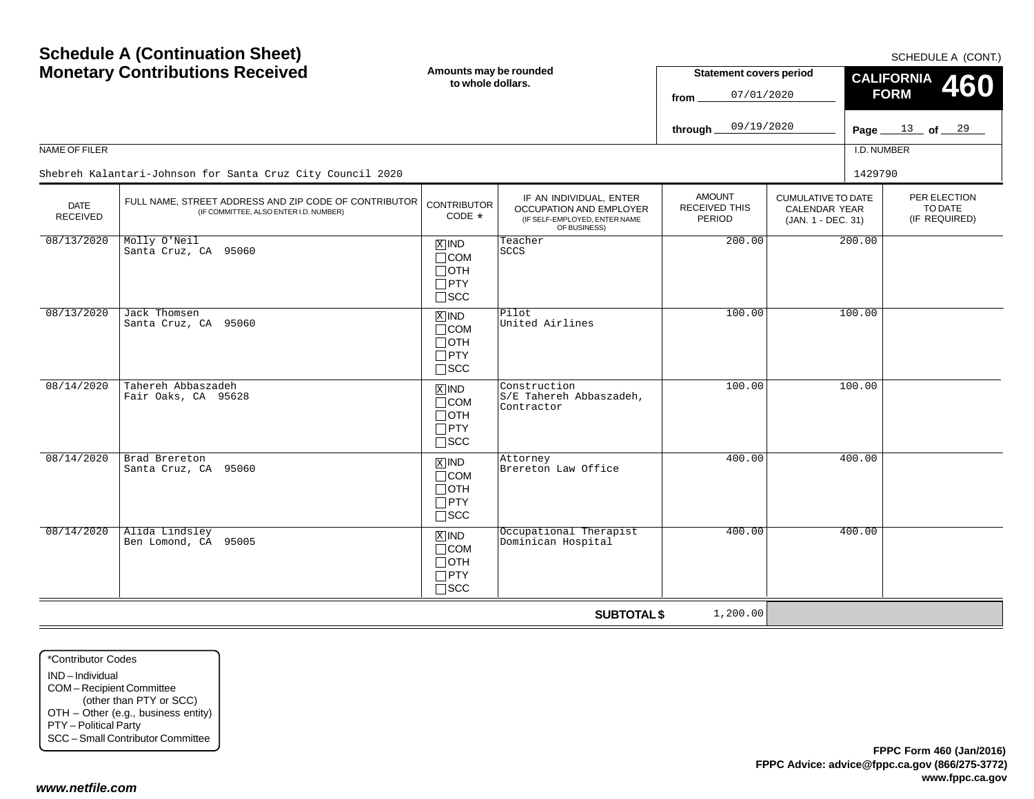# Schedule A (Continuation Sheet)
# Monetary Contributions Received

SCHEDULE A (CONT.)

**Amounts may be rounded to whole dollars.**

**Statement covers period**
from 07/01/2020
through 09/19/2020

**CALIFORNIA FORM 460**

NAME OF FILER: Shebreh Kalantari-Johnson for Santa Cruz City Council 2020

I.D. NUMBER: 1429790

| DATE RECEIVED | FULL NAME, STREET ADDRESS AND ZIP CODE OF CONTRIBUTOR (IF COMMITTEE, ALSO ENTER I.D. NUMBER) | CONTRIBUTOR CODE * | IF AN INDIVIDUAL, ENTER OCCUPATION AND EMPLOYER (IF SELF-EMPLOYED, ENTER NAME OF BUSINESS) | AMOUNT RECEIVED THIS PERIOD | CUMULATIVE TO DATE CALENDAR YEAR (JAN. 1 - DEC. 31) | PER ELECTION TO DATE (IF REQUIRED) |
|---|---|---|---|---|---|---|
| 08/13/2020 | Molly O'Neil<br>Santa Cruz, CA 95060 | [X] IND<br>[ ] COM<br>[ ] OTH<br>[ ] PTY<br>[ ] SCC | Teacher<br>SCCS | 200.00 | 200.00 | |
| 08/13/2020 | Jack Thomsen<br>Santa Cruz, CA 95060 | [X] IND<br>[ ] COM<br>[ ] OTH<br>[ ] PTY<br>[ ] SCC | Pilot<br>United Airlines | 100.00 | 100.00 | |
| 08/14/2020 | Tahereh Abbaszadeh<br>Fair Oaks, CA 95628 | [X] IND<br>[ ] COM<br>[ ] OTH<br>[ ] PTY<br>[ ] SCC | Construction<br>S/E Tahereh Abbaszadeh, Contractor | 100.00 | 100.00 | |
| 08/14/2020 | Brad Brereton<br>Santa Cruz, CA 95060 | [X] IND<br>[ ] COM<br>[ ] OTH<br>[ ] PTY<br>[ ] SCC | Attorney<br>Brereton Law Office | 400.00 | 400.00 | |
| 08/14/2020 | Alida Lindsley<br>Ben Lomond, CA 95005 | [X] IND<br>[ ] COM<br>[ ] OTH<br>[ ] PTY<br>[ ] SCC | Occupational Therapist<br>Dominican Hospital | 400.00 | 400.00 | |
| | | | **SUBTOTAL $** | 1,200.00 | | |

*Contributor Codes
- IND – Individual
- COM – Recipient Committee (other than PTY or SCC)
- OTH – Other (e.g., business entity)
- PTY – Political Party
- SCC – Small Contributor Committee

**FPPC Form 460 (Jan/2016)**
**FPPC Advice: advice@fppc.ca.gov (866/275-3772)**
**www.fppc.ca.gov**

***www.netfile.com***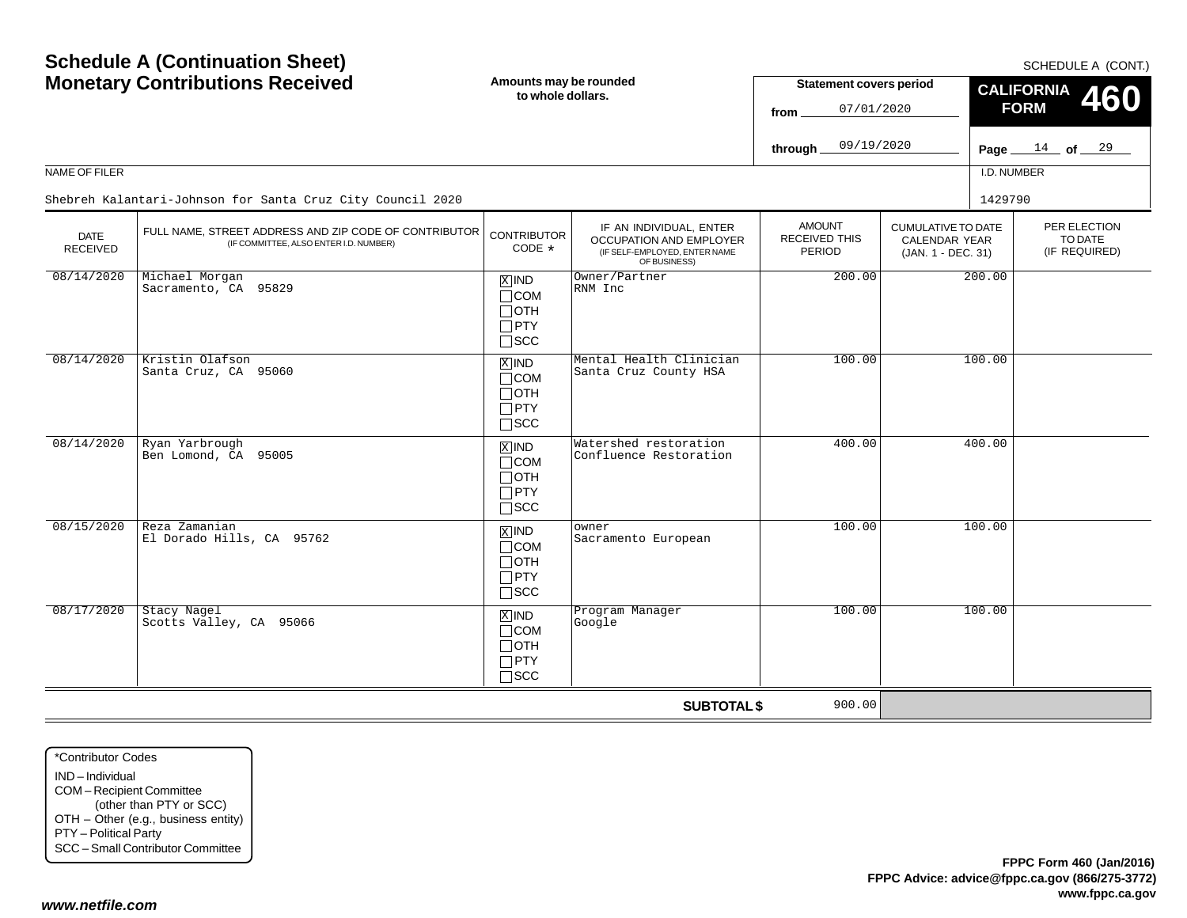# Schedule A (Continuation Sheet)
# Monetary Contributions Received

SCHEDULE A (CONT.)

**Amounts may be rounded to whole dollars.**

**Statement covers period**

from 07/01/2020

through 09/19/2020

**CALIFORNIA FORM 460**

NAME OF FILER

Shebreh Kalantari-Johnson for Santa Cruz City Council 2020

I.D. NUMBER

1429790

| DATE RECEIVED | FULL NAME, STREET ADDRESS AND ZIP CODE OF CONTRIBUTOR (IF COMMITTEE, ALSO ENTER I.D. NUMBER) | CONTRIBUTOR CODE * | IF AN INDIVIDUAL, ENTER OCCUPATION AND EMPLOYER (IF SELF-EMPLOYED, ENTER NAME OF BUSINESS) | AMOUNT RECEIVED THIS PERIOD | CUMULATIVE TO DATE CALENDAR YEAR (JAN. 1 - DEC. 31) | PER ELECTION TO DATE (IF REQUIRED) |
|---|---|---|---|---|---|---|
| 08/14/2020 | Michael Morgan<br>Sacramento, CA 95829 | [X] IND<br>[ ] COM<br>[ ] OTH<br>[ ] PTY<br>[ ] SCC | Owner/Partner<br>RNM Inc | 200.00 | 200.00 | |
| 08/14/2020 | Kristin Olafson<br>Santa Cruz, CA 95060 | [X] IND<br>[ ] COM<br>[ ] OTH<br>[ ] PTY<br>[ ] SCC | Mental Health Clinician<br>Santa Cruz County HSA | 100.00 | 100.00 | |
| 08/14/2020 | Ryan Yarbrough<br>Ben Lomond, CA 95005 | [X] IND<br>[ ] COM<br>[ ] OTH<br>[ ] PTY<br>[ ] SCC | Watershed restoration<br>Confluence Restoration | 400.00 | 400.00 | |
| 08/15/2020 | Reza Zamanian<br>El Dorado Hills, CA 95762 | [X] IND<br>[ ] COM<br>[ ] OTH<br>[ ] PTY<br>[ ] SCC | owner<br>Sacramento European | 100.00 | 100.00 | |
| 08/17/2020 | Stacy Nagel<br>Scotts Valley, CA 95066 | [X] IND<br>[ ] COM<br>[ ] OTH<br>[ ] PTY<br>[ ] SCC | Program Manager<br>Google | 100.00 | 100.00 | |
| | | | **SUBTOTAL $** | 900.00 | | |

*Contributor Codes
IND – Individual
COM – Recipient Committee (other than PTY or SCC)
OTH – Other (e.g., business entity)
PTY – Political Party
SCC – Small Contributor Committee

**FPPC Form 460 (Jan/2016)**
**FPPC Advice: advice@fppc.ca.gov (866/275-3772)**
**www.fppc.ca.gov**

***www.netfile.com***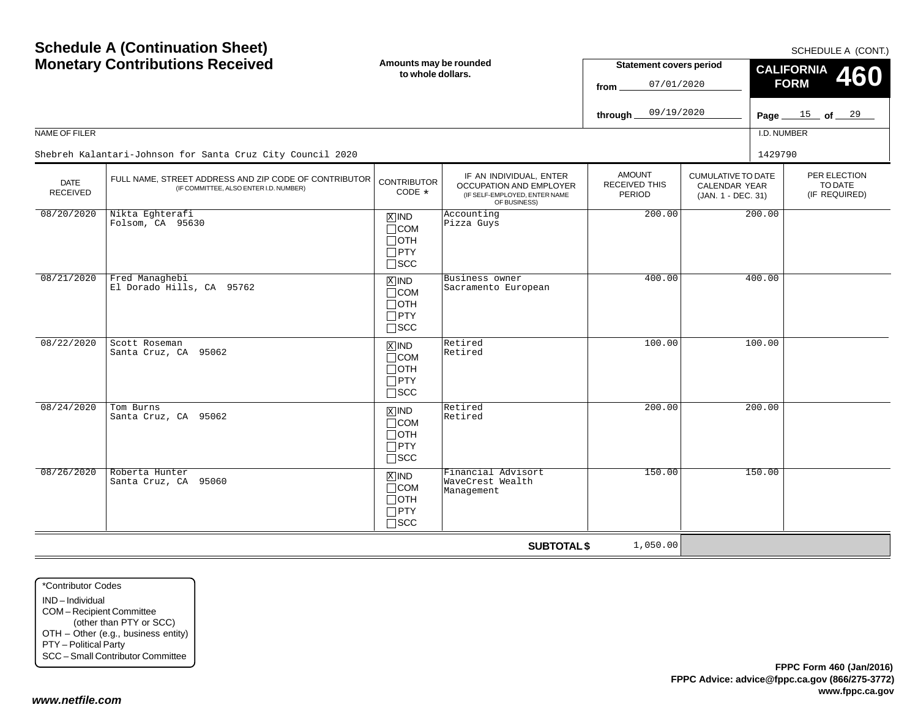# Schedule A (Continuation Sheet)
# Monetary Contributions Received

SCHEDULE A (CONT.)

**Amounts may be rounded to whole dollars.**

**Statement covers period**

from 07/01/2020

through 09/19/2020

**CALIFORNIA FORM 460**

NAME OF FILER

Shebreh Kalantari-Johnson for Santa Cruz City Council 2020

I.D. NUMBER

1429790

| DATE RECEIVED | FULL NAME, STREET ADDRESS AND ZIP CODE OF CONTRIBUTOR (IF COMMITTEE, ALSO ENTER I.D. NUMBER) | CONTRIBUTOR CODE * | IF AN INDIVIDUAL, ENTER OCCUPATION AND EMPLOYER (IF SELF-EMPLOYED, ENTER NAME OF BUSINESS) | AMOUNT RECEIVED THIS PERIOD | CUMULATIVE TO DATE CALENDAR YEAR (JAN. 1 - DEC. 31) | PER ELECTION TO DATE (IF REQUIRED) |
|---|---|---|---|---|---|---|
| 08/20/2020 | Nikta Eghterafi<br>Folsom, CA 95630 | [X] IND [ ] COM [ ] OTH [ ] PTY [ ] SCC | Accounting<br>Pizza Guys | 200.00 | 200.00 | |
| 08/21/2020 | Fred Managhebi<br>El Dorado Hills, CA 95762 | [X] IND [ ] COM [ ] OTH [ ] PTY [ ] SCC | Business owner<br>Sacramento European | 400.00 | 400.00 | |
| 08/22/2020 | Scott Roseman<br>Santa Cruz, CA 95062 | [X] IND [ ] COM [ ] OTH [ ] PTY [ ] SCC | Retired<br>Retired | 100.00 | 100.00 | |
| 08/24/2020 | Tom Burns<br>Santa Cruz, CA 95062 | [X] IND [ ] COM [ ] OTH [ ] PTY [ ] SCC | Retired<br>Retired | 200.00 | 200.00 | |
| 08/26/2020 | Roberta Hunter<br>Santa Cruz, CA 95060 | [X] IND [ ] COM [ ] OTH [ ] PTY [ ] SCC | Financial Advisort<br>WaveCrest Wealth Management | 150.00 | 150.00 | |
| | | | **SUBTOTAL $** | 1,050.00 | | |

*Contributor Codes
- IND – Individual
- COM – Recipient Committee (other than PTY or SCC)
- OTH – Other (e.g., business entity)
- PTY – Political Party
- SCC – Small Contributor Committee

**FPPC Form 460 (Jan/2016)**
**FPPC Advice: advice@fppc.ca.gov (866/275-3772)**
**www.fppc.ca.gov**

***www.netfile.com***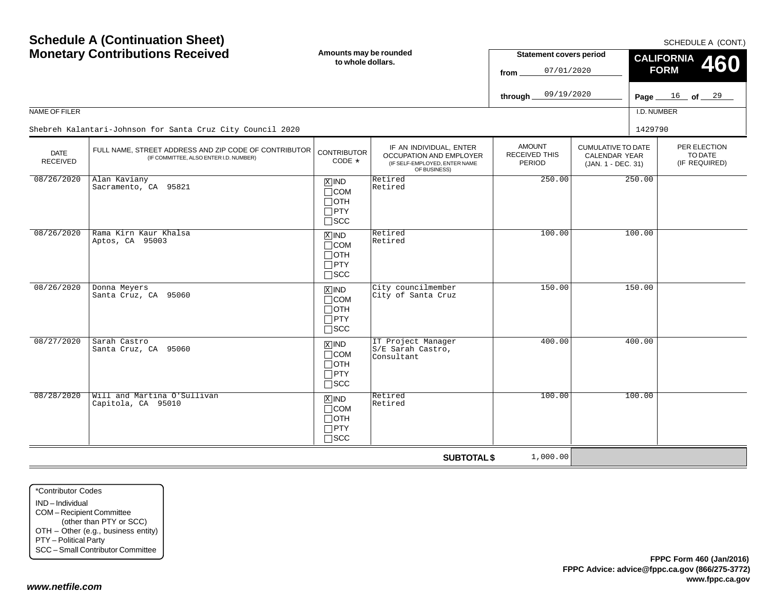# Schedule A (Continuation Sheet)
# Monetary Contributions Received

**Amounts may be rounded to whole dollars.**

SCHEDULE A (CONT.)

**Statement covers period**
from 07/01/2020
through 09/19/2020

**CALIFORNIA FORM 460**

**Page** 16 **of** 29

NAME OF FILER: Shebreh Kalantari-Johnson for Santa Cruz City Council 2020

I.D. NUMBER: 1429790

| DATE RECEIVED | FULL NAME, STREET ADDRESS AND ZIP CODE OF CONTRIBUTOR (IF COMMITTEE, ALSO ENTER I.D. NUMBER) | CONTRIBUTOR CODE * | IF AN INDIVIDUAL, ENTER OCCUPATION AND EMPLOYER (IF SELF-EMPLOYED, ENTER NAME OF BUSINESS) | AMOUNT RECEIVED THIS PERIOD | CUMULATIVE TO DATE CALENDAR YEAR (JAN. 1 - DEC. 31) | PER ELECTION TO DATE (IF REQUIRED) |
|---|---|---|---|---|---|---|
| 08/26/2020 | Alan Kaviany<br>Sacramento, CA 95821 | [X] IND [ ] COM [ ] OTH [ ] PTY [ ] SCC | Retired<br>Retired | 250.00 | 250.00 | |
| 08/26/2020 | Rama Kirn Kaur Khalsa<br>Aptos, CA 95003 | [X] IND [ ] COM [ ] OTH [ ] PTY [ ] SCC | Retired<br>Retired | 100.00 | 100.00 | |
| 08/26/2020 | Donna Meyers<br>Santa Cruz, CA 95060 | [X] IND [ ] COM [ ] OTH [ ] PTY [ ] SCC | City councilmember<br>City of Santa Cruz | 150.00 | 150.00 | |
| 08/27/2020 | Sarah Castro<br>Santa Cruz, CA 95060 | [X] IND [ ] COM [ ] OTH [ ] PTY [ ] SCC | IT Project Manager<br>S/E Sarah Castro, Consultant | 400.00 | 400.00 | |
| 08/28/2020 | Will and Martina O'Sullivan<br>Capitola, CA 95010 | [X] IND [ ] COM [ ] OTH [ ] PTY [ ] SCC | Retired<br>Retired | 100.00 | 100.00 | |
| | | | **SUBTOTAL $** | 1,000.00 | | |

*Contributor Codes
- IND – Individual
- COM – Recipient Committee (other than PTY or SCC)
- OTH – Other (e.g., business entity)
- PTY – Political Party
- SCC – Small Contributor Committee

**FPPC Form 460 (Jan/2016)**
**FPPC Advice: advice@fppc.ca.gov (866/275-3772)**
**www.fppc.ca.gov**

*www.netfile.com*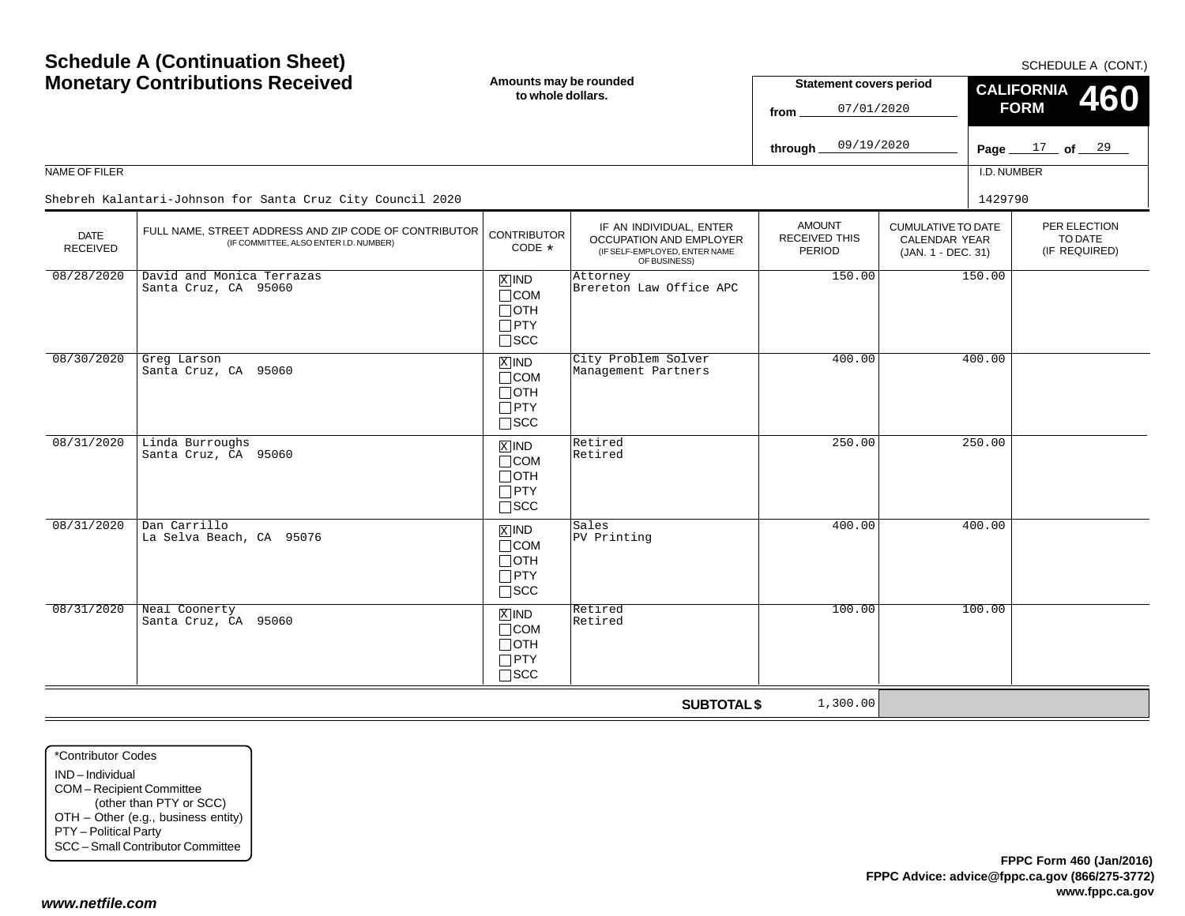# Schedule A (Continuation Sheet)
# Monetary Contributions Received

SCHEDULE A (CONT.)

**Amounts may be rounded to whole dollars.**

**Statement covers period**
from 07/01/2020
through 09/19/2020

**CALIFORNIA FORM 460**

NAME OF FILER: Shebreh Kalantari-Johnson for Santa Cruz City Council 2020

I.D. NUMBER: 1429790

| DATE RECEIVED | FULL NAME, STREET ADDRESS AND ZIP CODE OF CONTRIBUTOR (IF COMMITTEE, ALSO ENTER I.D. NUMBER) | CONTRIBUTOR CODE * | IF AN INDIVIDUAL, ENTER OCCUPATION AND EMPLOYER (IF SELF-EMPLOYED, ENTER NAME OF BUSINESS) | AMOUNT RECEIVED THIS PERIOD | CUMULATIVE TO DATE CALENDAR YEAR (JAN. 1 - DEC. 31) | PER ELECTION TO DATE (IF REQUIRED) |
|---|---|---|---|---|---|---|
| 08/28/2020 | David and Monica Terrazas<br>Santa Cruz, CA 95060 | [X] IND [ ] COM [ ] OTH [ ] PTY [ ] SCC | Attorney<br>Brereton Law Office APC | 150.00 | 150.00 | |
| 08/30/2020 | Greg Larson<br>Santa Cruz, CA 95060 | [X] IND [ ] COM [ ] OTH [ ] PTY [ ] SCC | City Problem Solver<br>Management Partners | 400.00 | 400.00 | |
| 08/31/2020 | Linda Burroughs<br>Santa Cruz, CA 95060 | [X] IND [ ] COM [ ] OTH [ ] PTY [ ] SCC | Retired<br>Retired | 250.00 | 250.00 | |
| 08/31/2020 | Dan Carrillo<br>La Selva Beach, CA 95076 | [X] IND [ ] COM [ ] OTH [ ] PTY [ ] SCC | Sales<br>PV Printing | 400.00 | 400.00 | |
| 08/31/2020 | Neal Coonerty<br>Santa Cruz, CA 95060 | [X] IND [ ] COM [ ] OTH [ ] PTY [ ] SCC | Retired<br>Retired | 100.00 | 100.00 | |
| | | | **SUBTOTAL $** | 1,300.00 | | |

*Contributor Codes
- IND – Individual
- COM – Recipient Committee (other than PTY or SCC)
- OTH – Other (e.g., business entity)
- PTY – Political Party
- SCC – Small Contributor Committee

**FPPC Form 460 (Jan/2016)**
**FPPC Advice: advice@fppc.ca.gov (866/275-3772)**
**www.fppc.ca.gov**

***www.netfile.com***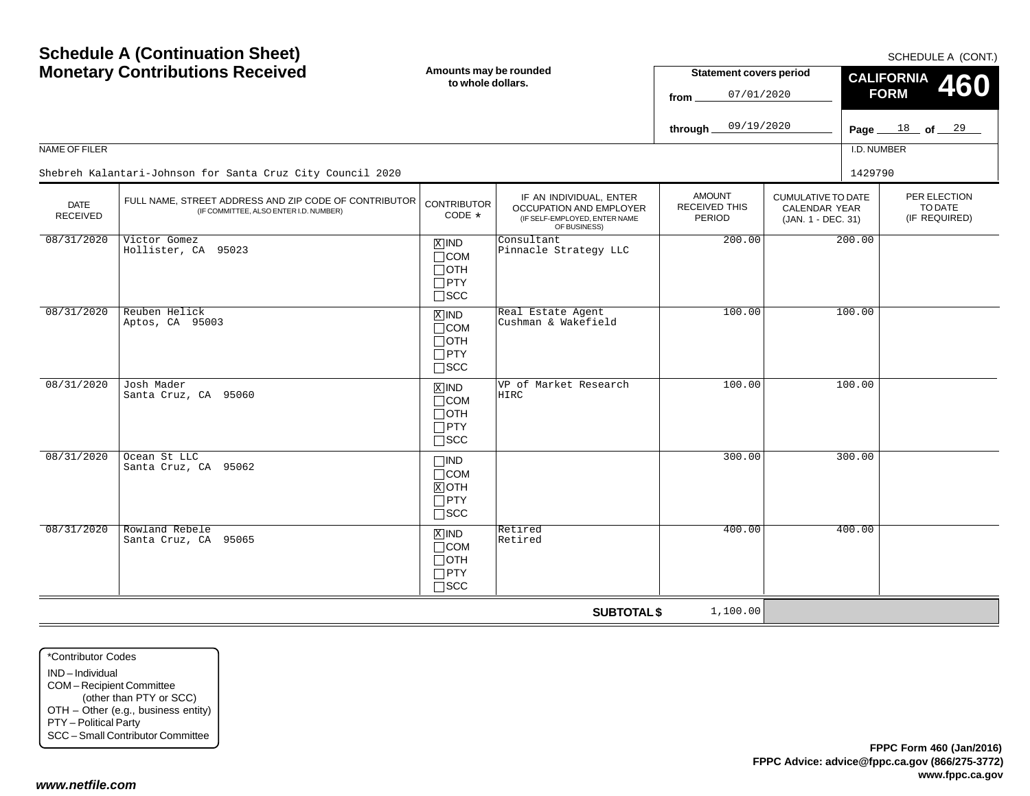# Schedule A (Continuation Sheet)
# Monetary Contributions Received

SCHEDULE A (CONT.)

**Amounts may be rounded to whole dollars.**

**Statement covers period**
from 07/01/2020
through 09/19/2020

**CALIFORNIA FORM 460**

NAME OF FILER: Shebreh Kalantari-Johnson for Santa Cruz City Council 2020

I.D. NUMBER: 1429790

| DATE RECEIVED | FULL NAME, STREET ADDRESS AND ZIP CODE OF CONTRIBUTOR (IF COMMITTEE, ALSO ENTER I.D. NUMBER) | CONTRIBUTOR CODE * | IF AN INDIVIDUAL, ENTER OCCUPATION AND EMPLOYER (IF SELF-EMPLOYED, ENTER NAME OF BUSINESS) | AMOUNT RECEIVED THIS PERIOD | CUMULATIVE TO DATE CALENDAR YEAR (JAN. 1 - DEC. 31) | PER ELECTION TO DATE (IF REQUIRED) |
|---|---|---|---|---|---|---|
| 08/31/2020 | Victor Gomez<br>Hollister, CA 95023 | [X] IND<br>[ ] COM<br>[ ] OTH<br>[ ] PTY<br>[ ] SCC | Consultant<br>Pinnacle Strategy LLC | 200.00 | 200.00 | |
| 08/31/2020 | Reuben Helick<br>Aptos, CA 95003 | [X] IND<br>[ ] COM<br>[ ] OTH<br>[ ] PTY<br>[ ] SCC | Real Estate Agent<br>Cushman & Wakefield | 100.00 | 100.00 | |
| 08/31/2020 | Josh Mader<br>Santa Cruz, CA 95060 | [X] IND<br>[ ] COM<br>[ ] OTH<br>[ ] PTY<br>[ ] SCC | VP of Market Research<br>HIRC | 100.00 | 100.00 | |
| 08/31/2020 | Ocean St LLC<br>Santa Cruz, CA 95062 | [ ] IND<br>[ ] COM<br>[X] OTH<br>[ ] PTY<br>[ ] SCC | | 300.00 | 300.00 | |
| 08/31/2020 | Rowland Rebele<br>Santa Cruz, CA 95065 | [X] IND<br>[ ] COM<br>[ ] OTH<br>[ ] PTY<br>[ ] SCC | Retired<br>Retired | 400.00 | 400.00 | |
| | | | **SUBTOTAL $** | 1,100.00 | | |

*Contributor Codes
- IND – Individual
- COM – Recipient Committee (other than PTY or SCC)
- OTH – Other (e.g., business entity)
- PTY – Political Party
- SCC – Small Contributor Committee

**FPPC Form 460 (Jan/2016)**
**FPPC Advice: advice@fppc.ca.gov (866/275-3772)**
**www.fppc.ca.gov**

***www.netfile.com***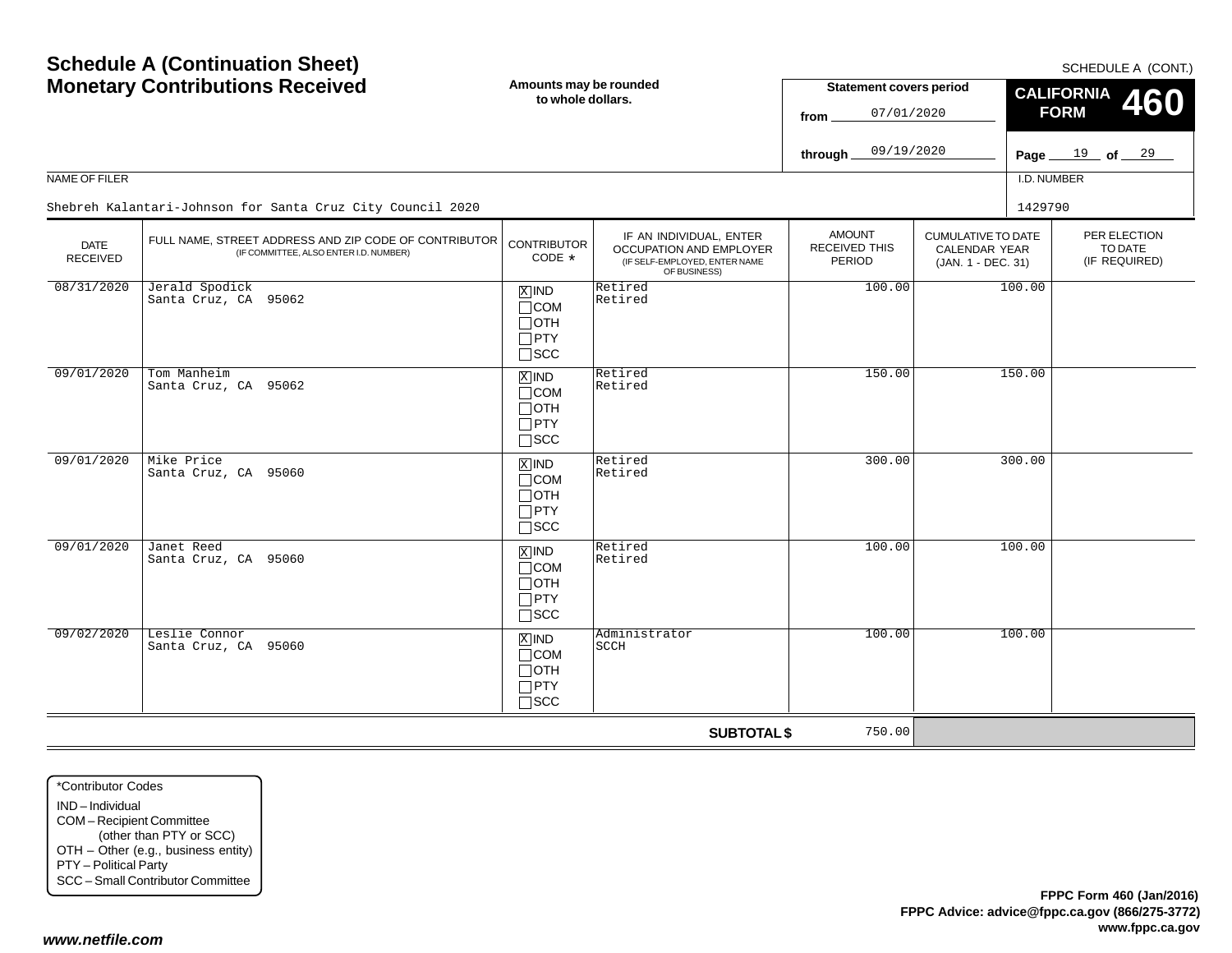# Schedule A (Continuation Sheet)
# Monetary Contributions Received

SCHEDULE A (CONT.)

**Amounts may be rounded to whole dollars.**

**Statement covers period**
from 07/01/2020
through 09/19/2020

**CALIFORNIA FORM 460**

NAME OF FILER: Shebreh Kalantari-Johnson for Santa Cruz City Council 2020

I.D. NUMBER: 1429790

| DATE RECEIVED | FULL NAME, STREET ADDRESS AND ZIP CODE OF CONTRIBUTOR (IF COMMITTEE, ALSO ENTER I.D. NUMBER) | CONTRIBUTOR CODE * | IF AN INDIVIDUAL, ENTER OCCUPATION AND EMPLOYER (IF SELF-EMPLOYED, ENTER NAME OF BUSINESS) | AMOUNT RECEIVED THIS PERIOD | CUMULATIVE TO DATE CALENDAR YEAR (JAN. 1 - DEC. 31) | PER ELECTION TO DATE (IF REQUIRED) |
|---|---|---|---|---|---|---|
| 08/31/2020 | Jerald Spodick<br>Santa Cruz, CA 95062 | [X] IND [ ] COM [ ] OTH [ ] PTY [ ] SCC | Retired<br>Retired | 100.00 | 100.00 | |
| 09/01/2020 | Tom Manheim<br>Santa Cruz, CA 95062 | [X] IND [ ] COM [ ] OTH [ ] PTY [ ] SCC | Retired<br>Retired | 150.00 | 150.00 | |
| 09/01/2020 | Mike Price<br>Santa Cruz, CA 95060 | [X] IND [ ] COM [ ] OTH [ ] PTY [ ] SCC | Retired<br>Retired | 300.00 | 300.00 | |
| 09/01/2020 | Janet Reed<br>Santa Cruz, CA 95060 | [X] IND [ ] COM [ ] OTH [ ] PTY [ ] SCC | Retired<br>Retired | 100.00 | 100.00 | |
| 09/02/2020 | Leslie Connor<br>Santa Cruz, CA 95060 | [X] IND [ ] COM [ ] OTH [ ] PTY [ ] SCC | Administrator<br>SCCH | 100.00 | 100.00 | |
| | | | **SUBTOTAL $** | 750.00 | | |

*Contributor Codes
IND – Individual
COM – Recipient Committee (other than PTY or SCC)
OTH – Other (e.g., business entity)
PTY – Political Party
SCC – Small Contributor Committee

**FPPC Form 460 (Jan/2016)**
**FPPC Advice: advice@fppc.ca.gov (866/275-3772)**
**www.fppc.ca.gov**

*www.netfile.com*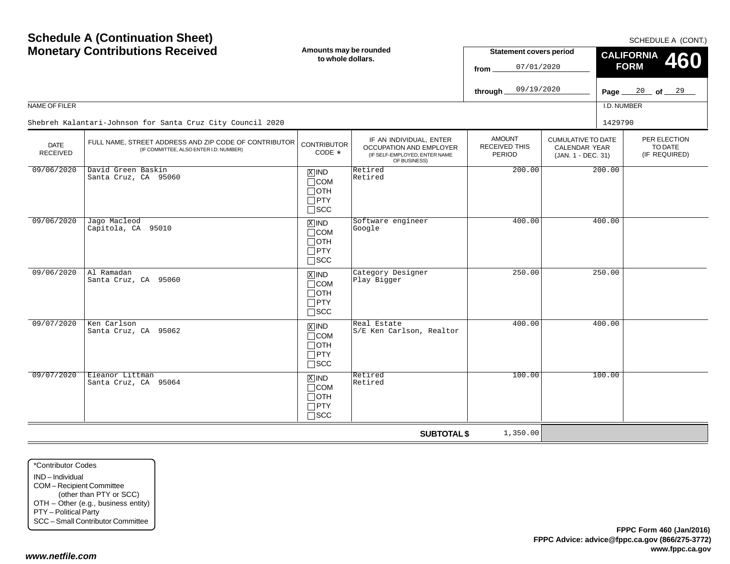# Schedule A (Continuation Sheet)
# Monetary Contributions Received

SCHEDULE A (CONT.)

**Amounts may be rounded to whole dollars.**

**Statement covers period**
from 07/01/2020
through 09/19/2020

**CALIFORNIA FORM 460**

NAME OF FILER: Shebreh Kalantari-Johnson for Santa Cruz City Council 2020

I.D. NUMBER: 1429790

| DATE RECEIVED | FULL NAME, STREET ADDRESS AND ZIP CODE OF CONTRIBUTOR (IF COMMITTEE, ALSO ENTER I.D. NUMBER) | CONTRIBUTOR CODE * | IF AN INDIVIDUAL, ENTER OCCUPATION AND EMPLOYER (IF SELF-EMPLOYED, ENTER NAME OF BUSINESS) | AMOUNT RECEIVED THIS PERIOD | CUMULATIVE TO DATE CALENDAR YEAR (JAN. 1 - DEC. 31) | PER ELECTION TO DATE (IF REQUIRED) |
|---|---|---|---|---|---|---|
| 09/06/2020 | David Green Baskin<br>Santa Cruz, CA 95060 | [X] IND | Retired<br>Retired | 200.00 | 200.00 | |
| 09/06/2020 | Jago Macleod<br>Capitola, CA 95010 | [X] IND | Software engineer<br>Google | 400.00 | 400.00 | |
| 09/06/2020 | Al Ramadan<br>Santa Cruz, CA 95060 | [X] IND | Category Designer<br>Play Bigger | 250.00 | 250.00 | |
| 09/07/2020 | Ken Carlson<br>Santa Cruz, CA 95062 | [X] IND | Real Estate<br>S/E Ken Carlson, Realtor | 400.00 | 400.00 | |
| 09/07/2020 | Eleanor Littman<br>Santa Cruz, CA 95064 | [X] IND | Retired<br>Retired | 100.00 | 100.00 | |
| | | | **SUBTOTAL $** | 1,350.00 | | |

*Contributor Codes
- IND – Individual
- COM – Recipient Committee (other than PTY or SCC)
- OTH – Other (e.g., business entity)
- PTY – Political Party
- SCC – Small Contributor Committee

**FPPC Form 460 (Jan/2016)**
**FPPC Advice: advice@fppc.ca.gov (866/275-3772)**
**www.fppc.ca.gov**

*www.netfile.com*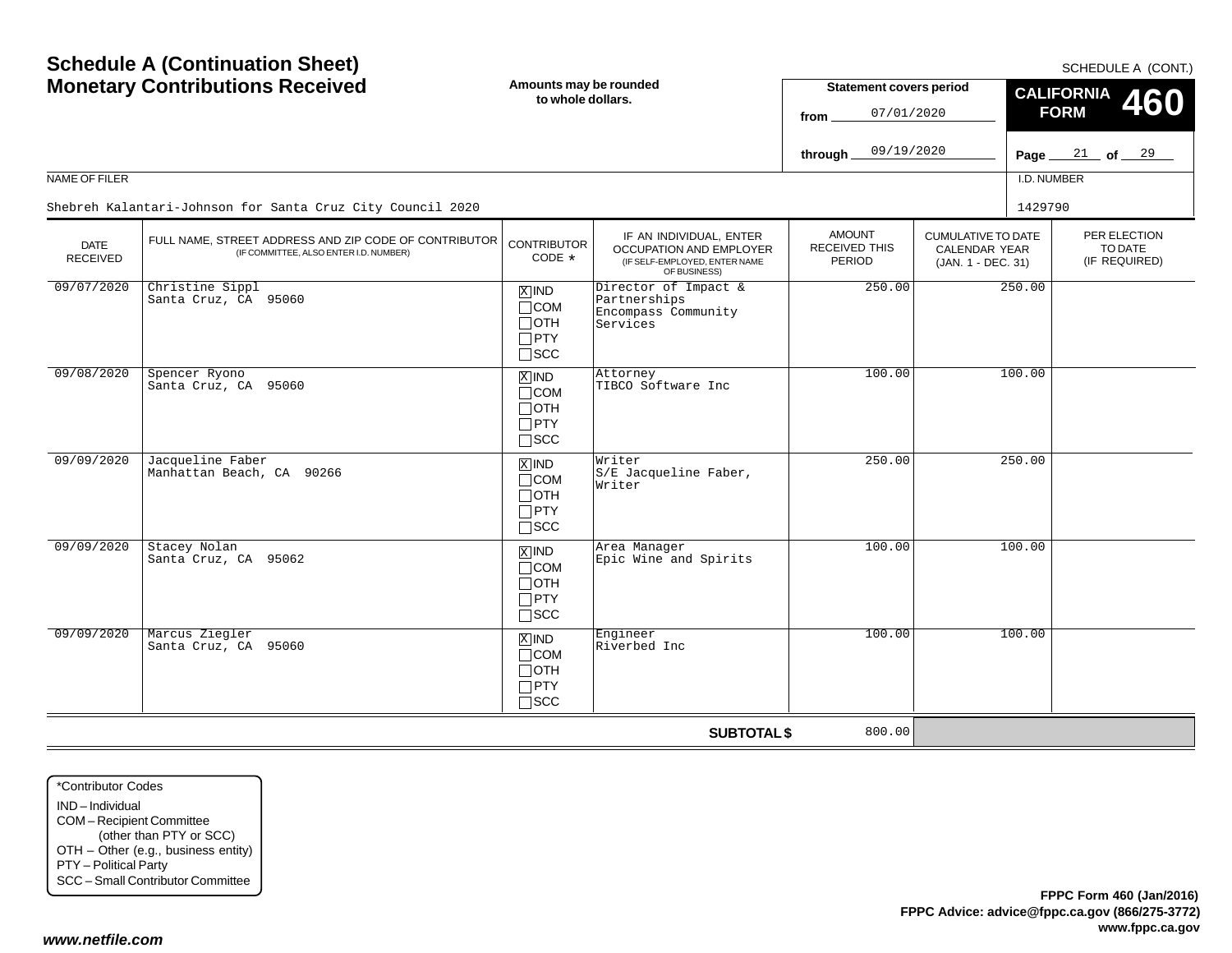# Schedule A (Continuation Sheet)
# Monetary Contributions Received

SCHEDULE A (CONT.)

**Amounts may be rounded to whole dollars.**

**Statement covers period**

from 07/01/2020

through 09/19/2020

**CALIFORNIA FORM 460**

Page 21 of 29

NAME OF FILER

Shebreh Kalantari-Johnson for Santa Cruz City Council 2020

I.D. NUMBER

1429790

| DATE RECEIVED | FULL NAME, STREET ADDRESS AND ZIP CODE OF CONTRIBUTOR (IF COMMITTEE, ALSO ENTER I.D. NUMBER) | CONTRIBUTOR CODE * | IF AN INDIVIDUAL, ENTER OCCUPATION AND EMPLOYER (IF SELF-EMPLOYED, ENTER NAME OF BUSINESS) | AMOUNT RECEIVED THIS PERIOD | CUMULATIVE TO DATE CALENDAR YEAR (JAN. 1 - DEC. 31) | PER ELECTION TO DATE (IF REQUIRED) |
|---|---|---|---|---|---|---|
| 09/07/2020 | Christine Sippl<br>Santa Cruz, CA 95060 | [X] IND [ ] COM [ ] OTH [ ] PTY [ ] SCC | Director of Impact & Partnerships<br>Encompass Community Services | 250.00 | 250.00 | |
| 09/08/2020 | Spencer Ryono<br>Santa Cruz, CA 95060 | [X] IND [ ] COM [ ] OTH [ ] PTY [ ] SCC | Attorney<br>TIBCO Software Inc | 100.00 | 100.00 | |
| 09/09/2020 | Jacqueline Faber<br>Manhattan Beach, CA 90266 | [X] IND [ ] COM [ ] OTH [ ] PTY [ ] SCC | Writer<br>S/E Jacqueline Faber, Writer | 250.00 | 250.00 | |
| 09/09/2020 | Stacey Nolan<br>Santa Cruz, CA 95062 | [X] IND [ ] COM [ ] OTH [ ] PTY [ ] SCC | Area Manager<br>Epic Wine and Spirits | 100.00 | 100.00 | |
| 09/09/2020 | Marcus Ziegler<br>Santa Cruz, CA 95060 | [X] IND [ ] COM [ ] OTH [ ] PTY [ ] SCC | Engineer<br>Riverbed Inc | 100.00 | 100.00 | |
| | | | **SUBTOTAL $** | 800.00 | | |

*Contributor Codes
- IND – Individual
- COM – Recipient Committee (other than PTY or SCC)
- OTH – Other (e.g., business entity)
- PTY – Political Party
- SCC – Small Contributor Committee

**FPPC Form 460 (Jan/2016)**
**FPPC Advice: advice@fppc.ca.gov (866/275-3772)**
**www.fppc.ca.gov**

***www.netfile.com***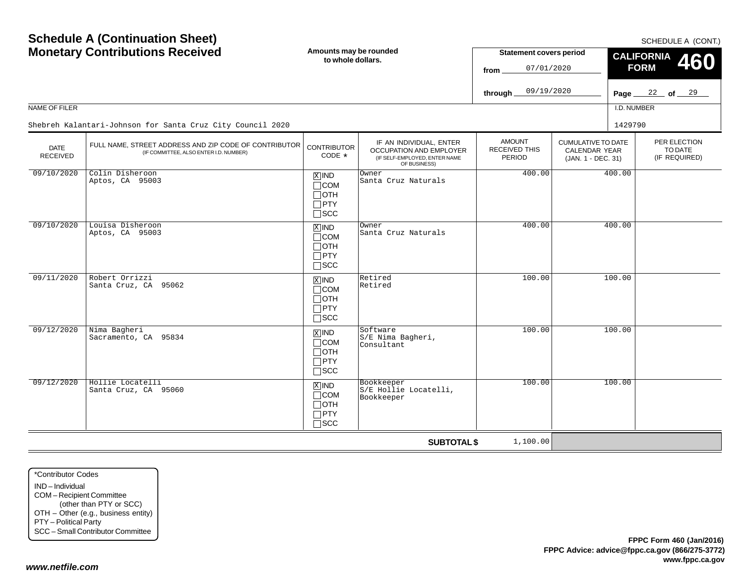# Schedule A (Continuation Sheet)
# Monetary Contributions Received

SCHEDULE A (CONT.)

**Amounts may be rounded to whole dollars.**

**Statement covers period**
from 07/01/2020
through 09/19/2020

**CALIFORNIA FORM 460**

Page 22 of 29

NAME OF FILER: Shebreh Kalantari-Johnson for Santa Cruz City Council 2020

I.D. NUMBER: 1429790

| DATE RECEIVED | FULL NAME, STREET ADDRESS AND ZIP CODE OF CONTRIBUTOR (IF COMMITTEE, ALSO ENTER I.D. NUMBER) | CONTRIBUTOR CODE * | IF AN INDIVIDUAL, ENTER OCCUPATION AND EMPLOYER (IF SELF-EMPLOYED, ENTER NAME OF BUSINESS) | AMOUNT RECEIVED THIS PERIOD | CUMULATIVE TO DATE CALENDAR YEAR (JAN. 1 - DEC. 31) | PER ELECTION TO DATE (IF REQUIRED) |
|---|---|---|---|---|---|---|
| 09/10/2020 | Colin Disheroon<br>Aptos, CA 95003 | [X] IND<br>[ ] COM<br>[ ] OTH<br>[ ] PTY<br>[ ] SCC | Owner<br>Santa Cruz Naturals | 400.00 | 400.00 | |
| 09/10/2020 | Louisa Disheroon<br>Aptos, CA 95003 | [X] IND<br>[ ] COM<br>[ ] OTH<br>[ ] PTY<br>[ ] SCC | Owner<br>Santa Cruz Naturals | 400.00 | 400.00 | |
| 09/11/2020 | Robert Orrizzi<br>Santa Cruz, CA 95062 | [X] IND<br>[ ] COM<br>[ ] OTH<br>[ ] PTY<br>[ ] SCC | Retired<br>Retired | 100.00 | 100.00 | |
| 09/12/2020 | Nima Bagheri<br>Sacramento, CA 95834 | [X] IND<br>[ ] COM<br>[ ] OTH<br>[ ] PTY<br>[ ] SCC | Software<br>S/E Nima Bagheri, Consultant | 100.00 | 100.00 | |
| 09/12/2020 | Hollie Locatelli<br>Santa Cruz, CA 95060 | [X] IND<br>[ ] COM<br>[ ] OTH<br>[ ] PTY<br>[ ] SCC | Bookkeeper<br>S/E Hollie Locatelli, Bookkeeper | 100.00 | 100.00 | |
| | | | **SUBTOTAL $** | 1,100.00 | | |

*Contributor Codes
IND – Individual
COM – Recipient Committee (other than PTY or SCC)
OTH – Other (e.g., business entity)
PTY – Political Party
SCC – Small Contributor Committee

**FPPC Form 460 (Jan/2016)**
**FPPC Advice: advice@fppc.ca.gov (866/275-3772)**
**www.fppc.ca.gov**

***www.netfile.com***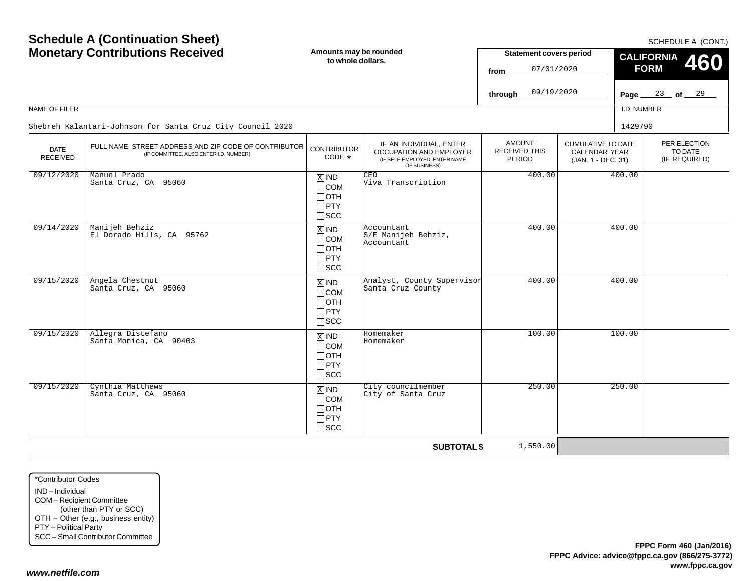# Schedule A (Continuation Sheet)
# Monetary Contributions Received

**Amounts may be rounded to whole dollars.**

SCHEDULE A (CONT.)

**Statement covers period**

from 07/01/2020

through 09/19/2020

**CALIFORNIA FORM 460**

Page 23 of 29

NAME OF FILER: Shebreh Kalantari-Johnson for Santa Cruz City Council 2020

I.D. NUMBER: 1429790

| DATE RECEIVED | FULL NAME, STREET ADDRESS AND ZIP CODE OF CONTRIBUTOR (IF COMMITTEE, ALSO ENTER I.D. NUMBER) | CONTRIBUTOR CODE * | IF AN INDIVIDUAL, ENTER OCCUPATION AND EMPLOYER (IF SELF-EMPLOYED, ENTER NAME OF BUSINESS) | AMOUNT RECEIVED THIS PERIOD | CUMULATIVE TO DATE CALENDAR YEAR (JAN. 1 - DEC. 31) | PER ELECTION TO DATE (IF REQUIRED) |
|---|---|---|---|---|---|---|
| 09/12/2020 | Manuel Prado<br>Santa Cruz, CA 95060 | [X] IND<br>[ ] COM<br>[ ] OTH<br>[ ] PTY<br>[ ] SCC | CEO<br>Viva Transcription | 400.00 | 400.00 | |
| 09/14/2020 | Manijeh Behziz<br>El Dorado Hills, CA 95762 | [X] IND<br>[ ] COM<br>[ ] OTH<br>[ ] PTY<br>[ ] SCC | Accountant<br>S/E Manijeh Behziz, Accountant | 400.00 | 400.00 | |
| 09/15/2020 | Angela Chestnut<br>Santa Cruz, CA 95060 | [X] IND<br>[ ] COM<br>[ ] OTH<br>[ ] PTY<br>[ ] SCC | Analyst, County Supervisor<br>Santa Cruz County | 400.00 | 400.00 | |
| 09/15/2020 | Allegra Distefano<br>Santa Monica, CA 90403 | [X] IND<br>[ ] COM<br>[ ] OTH<br>[ ] PTY<br>[ ] SCC | Homemaker<br>Homemaker | 100.00 | 100.00 | |
| 09/15/2020 | Cynthia Matthews<br>Santa Cruz, CA 95060 | [X] IND<br>[ ] COM<br>[ ] OTH<br>[ ] PTY<br>[ ] SCC | City councilmember<br>City of Santa Cruz | 250.00 | 250.00 | |
| | | | **SUBTOTAL $** | 1,550.00 | | |

*Contributor Codes
- IND – Individual
- COM – Recipient Committee (other than PTY or SCC)
- OTH – Other (e.g., business entity)
- PTY – Political Party
- SCC – Small Contributor Committee

**FPPC Form 460 (Jan/2016)**
**FPPC Advice: advice@fppc.ca.gov (866/275-3772)**
**www.fppc.ca.gov**

***www.netfile.com***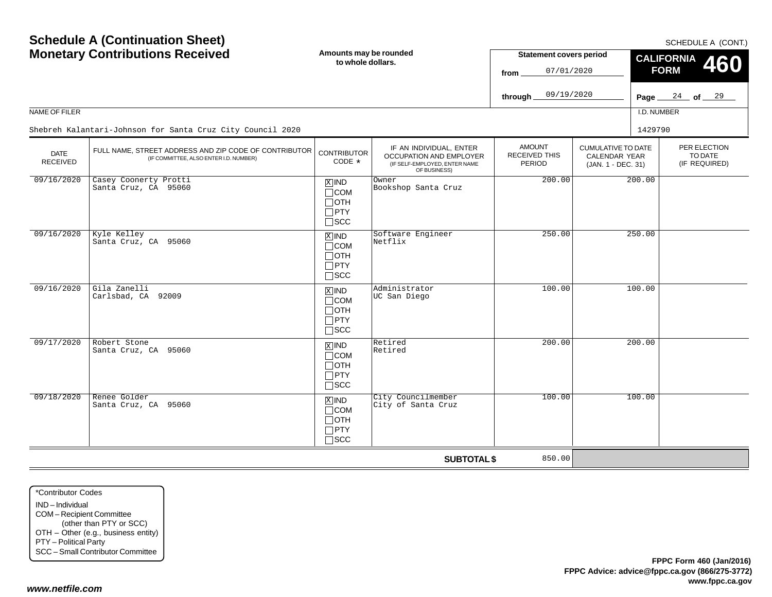# Schedule A (Continuation Sheet)
# Monetary Contributions Received

SCHEDULE A (CONT.)

**Amounts may be rounded to whole dollars.**

**Statement covers period**
from 07/01/2020
through 09/19/2020

**CALIFORNIA FORM 460**

NAME OF FILER: Shebreh Kalantari-Johnson for Santa Cruz City Council 2020

I.D. NUMBER: 1429790

| DATE RECEIVED | FULL NAME, STREET ADDRESS AND ZIP CODE OF CONTRIBUTOR (IF COMMITTEE, ALSO ENTER I.D. NUMBER) | CONTRIBUTOR CODE * | IF AN INDIVIDUAL, ENTER OCCUPATION AND EMPLOYER (IF SELF-EMPLOYED, ENTER NAME OF BUSINESS) | AMOUNT RECEIVED THIS PERIOD | CUMULATIVE TO DATE CALENDAR YEAR (JAN. 1 - DEC. 31) | PER ELECTION TO DATE (IF REQUIRED) |
|---|---|---|---|---|---|---|
| 09/16/2020 | Casey Coonerty Protti<br>Santa Cruz, CA 95060 | [X] IND<br>[ ] COM<br>[ ] OTH<br>[ ] PTY<br>[ ] SCC | Owner<br>Bookshop Santa Cruz | 200.00 | 200.00 | |
| 09/16/2020 | Kyle Kelley<br>Santa Cruz, CA 95060 | [X] IND<br>[ ] COM<br>[ ] OTH<br>[ ] PTY<br>[ ] SCC | Software Engineer<br>Netflix | 250.00 | 250.00 | |
| 09/16/2020 | Gila Zanelli<br>Carlsbad, CA 92009 | [X] IND<br>[ ] COM<br>[ ] OTH<br>[ ] PTY<br>[ ] SCC | Administrator<br>UC San Diego | 100.00 | 100.00 | |
| 09/17/2020 | Robert Stone<br>Santa Cruz, CA 95060 | [X] IND<br>[ ] COM<br>[ ] OTH<br>[ ] PTY<br>[ ] SCC | Retired<br>Retired | 200.00 | 200.00 | |
| 09/18/2020 | Renee Golder<br>Santa Cruz, CA 95060 | [X] IND<br>[ ] COM<br>[ ] OTH<br>[ ] PTY<br>[ ] SCC | City Councilmember<br>City of Santa Cruz | 100.00 | 100.00 | |
| | | | **SUBTOTAL $** | 850.00 | | |

*Contributor Codes
- IND – Individual
- COM – Recipient Committee (other than PTY or SCC)
- OTH – Other (e.g., business entity)
- PTY – Political Party
- SCC – Small Contributor Committee

**FPPC Form 460 (Jan/2016)**
**FPPC Advice: advice@fppc.ca.gov (866/275-3772)**
**www.fppc.ca.gov**

***www.netfile.com***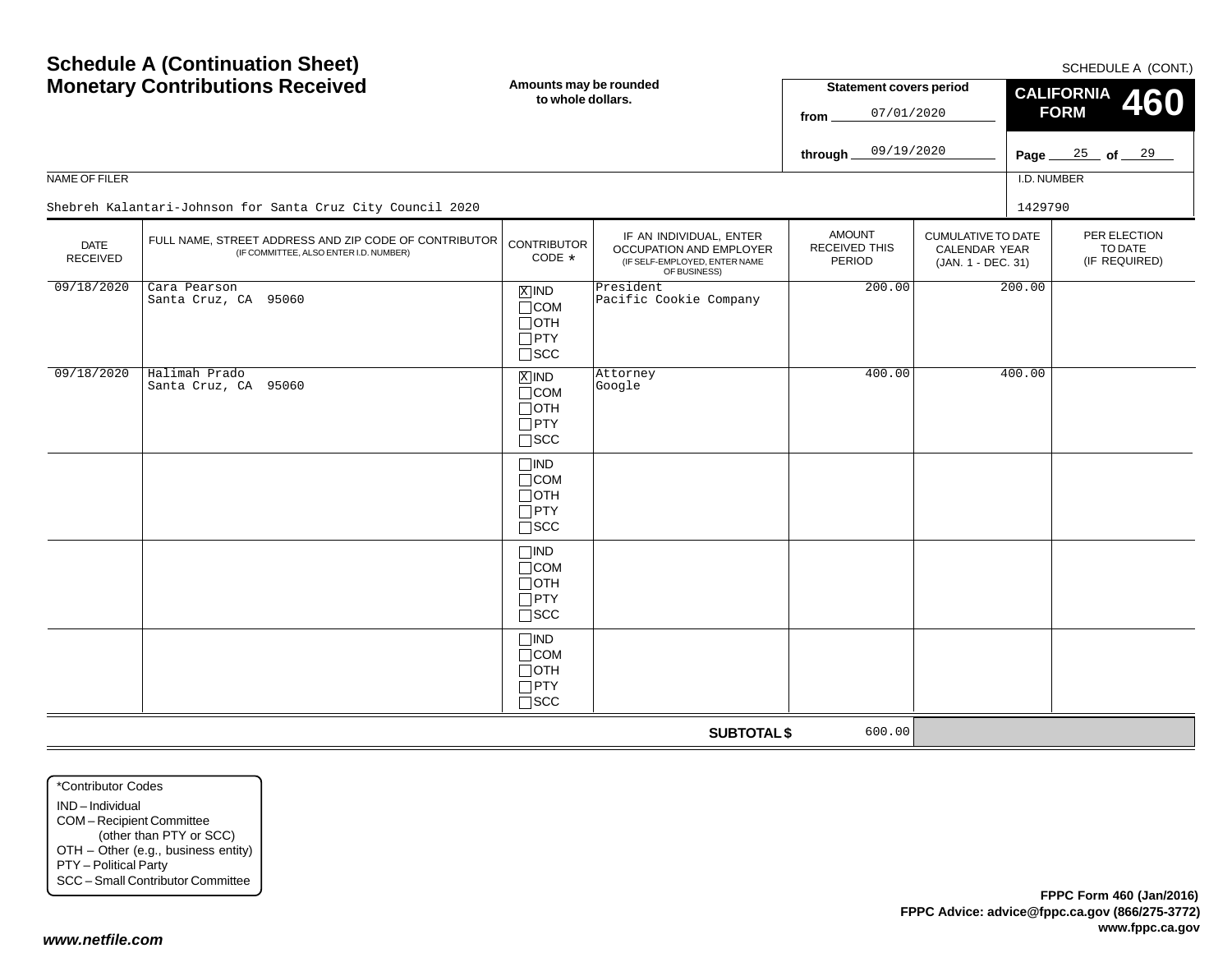# Schedule A (Continuation Sheet)
## Monetary Contributions Received

**Amounts may be rounded to whole dollars.**

SCHEDULE A (CONT.)

**Statement covers period**
from 07/01/2020
through 09/19/2020

**CALIFORNIA FORM 460**

NAME OF FILER
Shebreh Kalantari-Johnson for Santa Cruz City Council 2020

I.D. NUMBER
1429790

| DATE RECEIVED | FULL NAME, STREET ADDRESS AND ZIP CODE OF CONTRIBUTOR (IF COMMITTEE, ALSO ENTER I.D. NUMBER) | CONTRIBUTOR CODE * | IF AN INDIVIDUAL, ENTER OCCUPATION AND EMPLOYER (IF SELF-EMPLOYED, ENTER NAME OF BUSINESS) | AMOUNT RECEIVED THIS PERIOD | CUMULATIVE TO DATE CALENDAR YEAR (JAN. 1 - DEC. 31) | PER ELECTION TO DATE (IF REQUIRED) |
|---|---|---|---|---|---|---|
| 09/18/2020 | Cara Pearson<br>Santa Cruz, CA 95060 | [X] IND [ ] COM [ ] OTH [ ] PTY [ ] SCC | President<br>Pacific Cookie Company | 200.00 | 200.00 | |
| 09/18/2020 | Halimah Prado<br>Santa Cruz, CA 95060 | [X] IND [ ] COM [ ] OTH [ ] PTY [ ] SCC | Attorney<br>Google | 400.00 | 400.00 | |
| | | [ ] IND [ ] COM [ ] OTH [ ] PTY [ ] SCC | | | | |
| | | [ ] IND [ ] COM [ ] OTH [ ] PTY [ ] SCC | | | | |
| | | [ ] IND [ ] COM [ ] OTH [ ] PTY [ ] SCC | | | | |
| | | | **SUBTOTAL $** | 600.00 | | |

*Contributor Codes
IND – Individual
COM – Recipient Committee (other than PTY or SCC)
OTH – Other (e.g., business entity)
PTY – Political Party
SCC – Small Contributor Committee

**FPPC Form 460 (Jan/2016)**
**FPPC Advice: advice@fppc.ca.gov (866/275-3772)**
**www.fppc.ca.gov**

***www.netfile.com***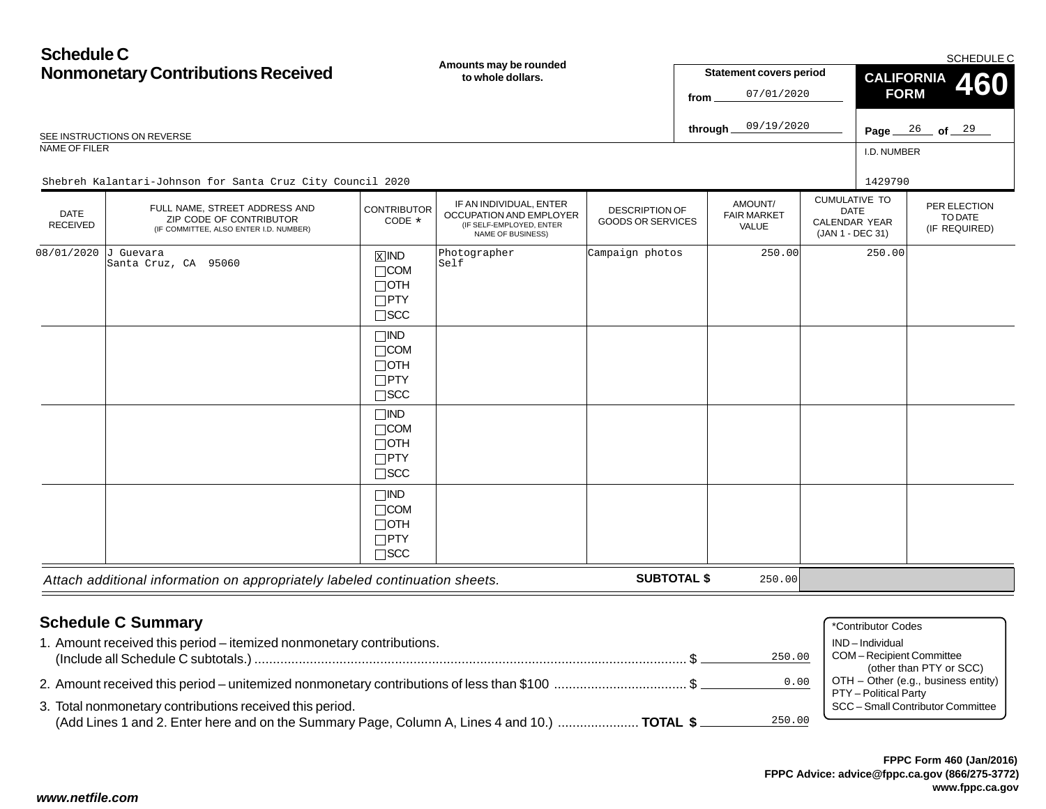# Schedule C
## Nonmonetary Contributions Received

**Amounts may be rounded to whole dollars.**

SCHEDULE C

**Statement covers period**

from 07/01/2020

through 09/19/2020

**CALIFORNIA FORM 460**

Page 26 of 29

SEE INSTRUCTIONS ON REVERSE

NAME OF FILER: Shebreh Kalantari-Johnson for Santa Cruz City Council 2020

I.D. NUMBER: 1429790

| DATE RECEIVED | FULL NAME, STREET ADDRESS AND ZIP CODE OF CONTRIBUTOR (IF COMMITTEE, ALSO ENTER I.D. NUMBER) | CONTRIBUTOR CODE * | IF AN INDIVIDUAL, ENTER OCCUPATION AND EMPLOYER (IF SELF-EMPLOYED, ENTER NAME OF BUSINESS) | DESCRIPTION OF GOODS OR SERVICES | AMOUNT/ FAIR MARKET VALUE | CUMULATIVE TO DATE CALENDAR YEAR (JAN 1 - DEC 31) | PER ELECTION TO DATE (IF REQUIRED) |
|---|---|---|---|---|---|---|---|
| 08/01/2020 | J Guevara<br>Santa Cruz, CA 95060 | [X] IND [ ] COM [ ] OTH [ ] PTY [ ] SCC | Photographer<br>Self | Campaign photos | 250.00 | 250.00 | |
| | | [ ] IND [ ] COM [ ] OTH [ ] PTY [ ] SCC | | | | | |
| | | [ ] IND [ ] COM [ ] OTH [ ] PTY [ ] SCC | | | | | |
| | | [ ] IND [ ] COM [ ] OTH [ ] PTY [ ] SCC | | | | | |

*Attach additional information on appropriately labeled continuation sheets.*

**SUBTOTAL $** 250.00

## Schedule C Summary

1. Amount received this period – itemized nonmonetary contributions. (Include all Schedule C subtotals.) ..................... $ 250.00
2. Amount received this period – unitemized nonmonetary contributions of less than $100 ..................... $ 0.00
3. Total nonmonetary contributions received this period. (Add Lines 1 and 2. Enter here and on the Summary Page, Column A, Lines 4 and 10.) ..................... **TOTAL $** 250.00

*Contributor Codes
- IND – Individual
- COM – Recipient Committee (other than PTY or SCC)
- OTH – Other (e.g., business entity)
- PTY – Political Party
- SCC – Small Contributor Committee

**FPPC Form 460 (Jan/2016)**
**FPPC Advice: advice@fppc.ca.gov (866/275-3772)**
**www.fppc.ca.gov**

***www.netfile.com***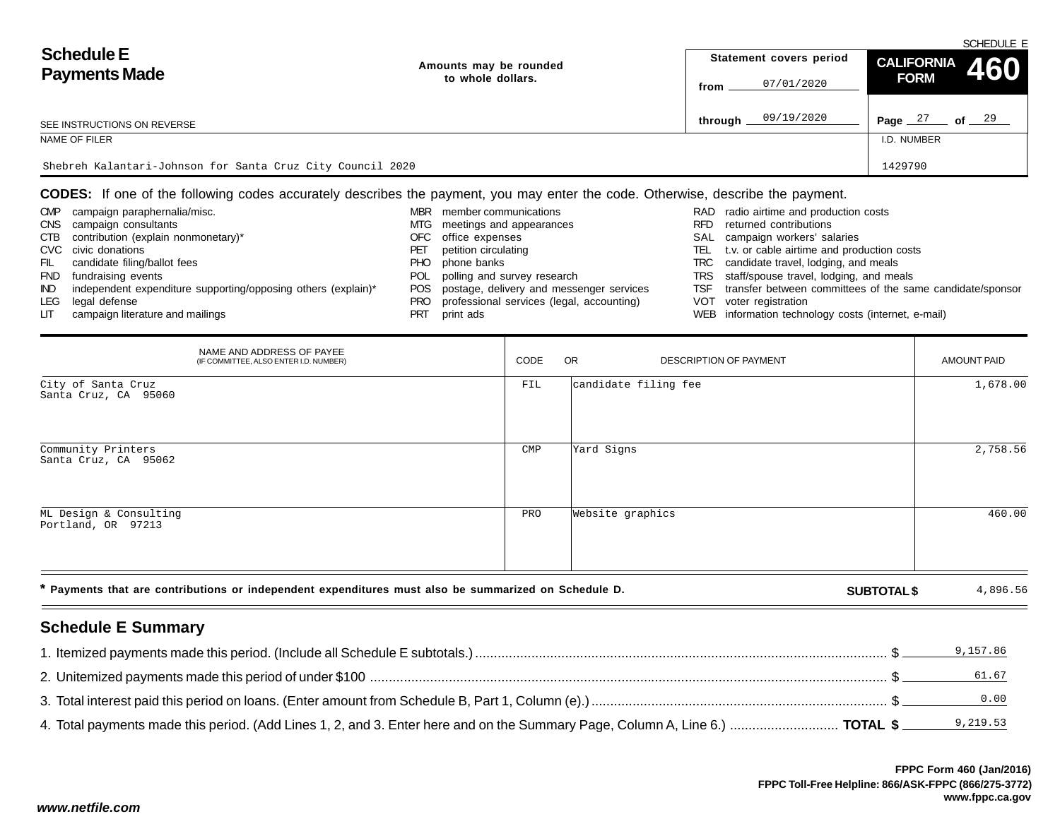# Schedule E
# Payments Made

Amounts may be rounded to whole dollars.

SCHEDULE E

**CALIFORNIA FORM 460**

Statement covers period

from 07/01/2020

through 09/19/2020

Page 27 of 29

SEE INSTRUCTIONS ON REVERSE

NAME OF FILER

Shebreh Kalantari-Johnson for Santa Cruz City Council 2020

I.D. NUMBER

1429790

**CODES:** If one of the following codes accurately describes the payment, you may enter the code. Otherwise, describe the payment.

- CMP campaign paraphernalia/misc.
- CNS campaign consultants
- CTB contribution (explain nonmonetary)*
- CVC civic donations
- FIL candidate filing/ballot fees
- FND fundraising events
- IND independent expenditure supporting/opposing others (explain)*
- LEG legal defense
- LIT campaign literature and mailings
- MBR member communications
- MTG meetings and appearances
- OFC office expenses
- PET petition circulating
- PHO phone banks
- POL polling and survey research
- POS postage, delivery and messenger services
- PRO professional services (legal, accounting)
- PRT print ads
- RAD radio airtime and production costs
- RFD returned contributions
- SAL campaign workers' salaries
- TEL t.v. or cable airtime and production costs
- TRC candidate travel, lodging, and meals
- TRS staff/spouse travel, lodging, and meals
- TSF transfer between committees of the same candidate/sponsor
- VOT voter registration
- WEB information technology costs (internet, e-mail)

| NAME AND ADDRESS OF PAYEE (IF COMMITTEE, ALSO ENTER I.D. NUMBER) | CODE | OR DESCRIPTION OF PAYMENT | AMOUNT PAID |
|---|---|---|---|
| City of Santa Cruz<br>Santa Cruz, CA 95060 | FIL | candidate filing fee | 1,678.00 |
| Community Printers<br>Santa Cruz, CA 95062 | CMP | Yard Signs | 2,758.56 |
| ML Design & Consulting<br>Portland, OR 97213 | PRO | Website graphics | 460.00 |

**\* Payments that are contributions or independent expenditures must also be summarized on Schedule D.**

**SUBTOTAL $** 4,896.56

## Schedule E Summary

1. Itemized payments made this period. (Include all Schedule E subtotals.) $ 9,157.86
2. Unitemized payments made this period of under $100 $ 61.67
3. Total interest paid this period on loans. (Enter amount from Schedule B, Part 1, Column (e).) $ 0.00
4. Total payments made this period. (Add Lines 1, 2, and 3. Enter here and on the Summary Page, Column A, Line 6.) **TOTAL $** 9,219.53

**FPPC Form 460 (Jan/2016)**
**FPPC Toll-Free Helpline: 866/ASK-FPPC (866/275-3772)**
**www.fppc.ca.gov**

***www.netfile.com***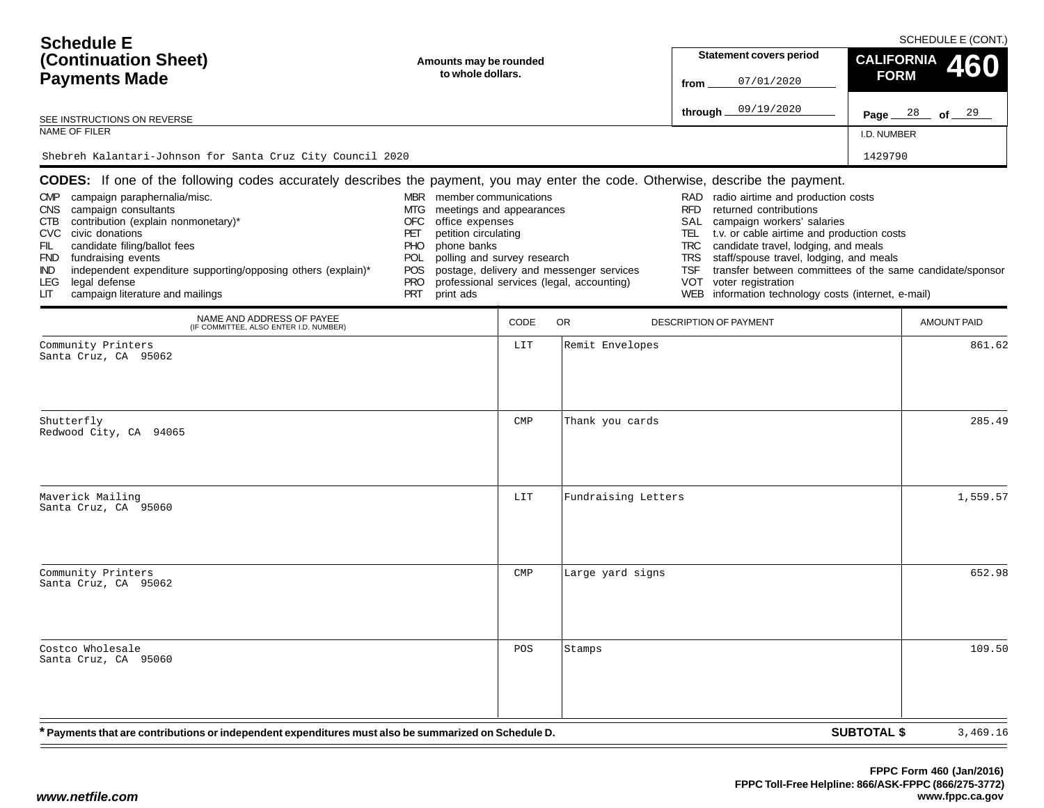# Schedule E (Continuation Sheet) Payments Made

SCHEDULE E (CONT.)

Amounts may be rounded to whole dollars.

Statement covers period from 07/01/2020 through 09/19/2020

**CALIFORNIA FORM 460**

Page 28 of 29

SEE INSTRUCTIONS ON REVERSE

NAME OF FILER: Shebreh Kalantari-Johnson for Santa Cruz City Council 2020

I.D. NUMBER: 1429790

**CODES:** If one of the following codes accurately describes the payment, you may enter the code. Otherwise, describe the payment.

- CMP campaign paraphernalia/misc.
- CNS campaign consultants
- CTB contribution (explain nonmonetary)*
- CVC civic donations
- FIL candidate filing/ballot fees
- FND fundraising events
- IND independent expenditure supporting/opposing others (explain)*
- LEG legal defense
- LIT campaign literature and mailings
- MBR member communications
- MTG meetings and appearances
- OFC office expenses
- PET petition circulating
- PHO phone banks
- POL polling and survey research
- POS postage, delivery and messenger services
- PRO professional services (legal, accounting)
- PRT print ads
- RAD radio airtime and production costs
- RFD returned contributions
- SAL campaign workers' salaries
- TEL t.v. or cable airtime and production costs
- TRC candidate travel, lodging, and meals
- TRS staff/spouse travel, lodging, and meals
- TSF transfer between committees of the same candidate/sponsor
- VOT voter registration
- WEB information technology costs (internet, e-mail)

| NAME AND ADDRESS OF PAYEE (IF COMMITTEE, ALSO ENTER I.D. NUMBER) | CODE | DESCRIPTION OF PAYMENT | AMOUNT PAID |
|---|---|---|---|
| Community Printers<br>Santa Cruz, CA 95062 | LIT | Remit Envelopes | 861.62 |
| Shutterfly<br>Redwood City, CA 94065 | CMP | Thank you cards | 285.49 |
| Maverick Mailing<br>Santa Cruz, CA 95060 | LIT | Fundraising Letters | 1,559.57 |
| Community Printers<br>Santa Cruz, CA 95062 | CMP | Large yard signs | 652.98 |
| Costco Wholesale<br>Santa Cruz, CA 95060 | POS | Stamps | 109.50 |

**\* Payments that are contributions or independent expenditures must also be summarized on Schedule D.**

**SUBTOTAL $** 3,469.16

FPPC Form 460 (Jan/2016)
FPPC Toll-Free Helpline: 866/ASK-FPPC (866/275-3772)
www.fppc.ca.gov

www.netfile.com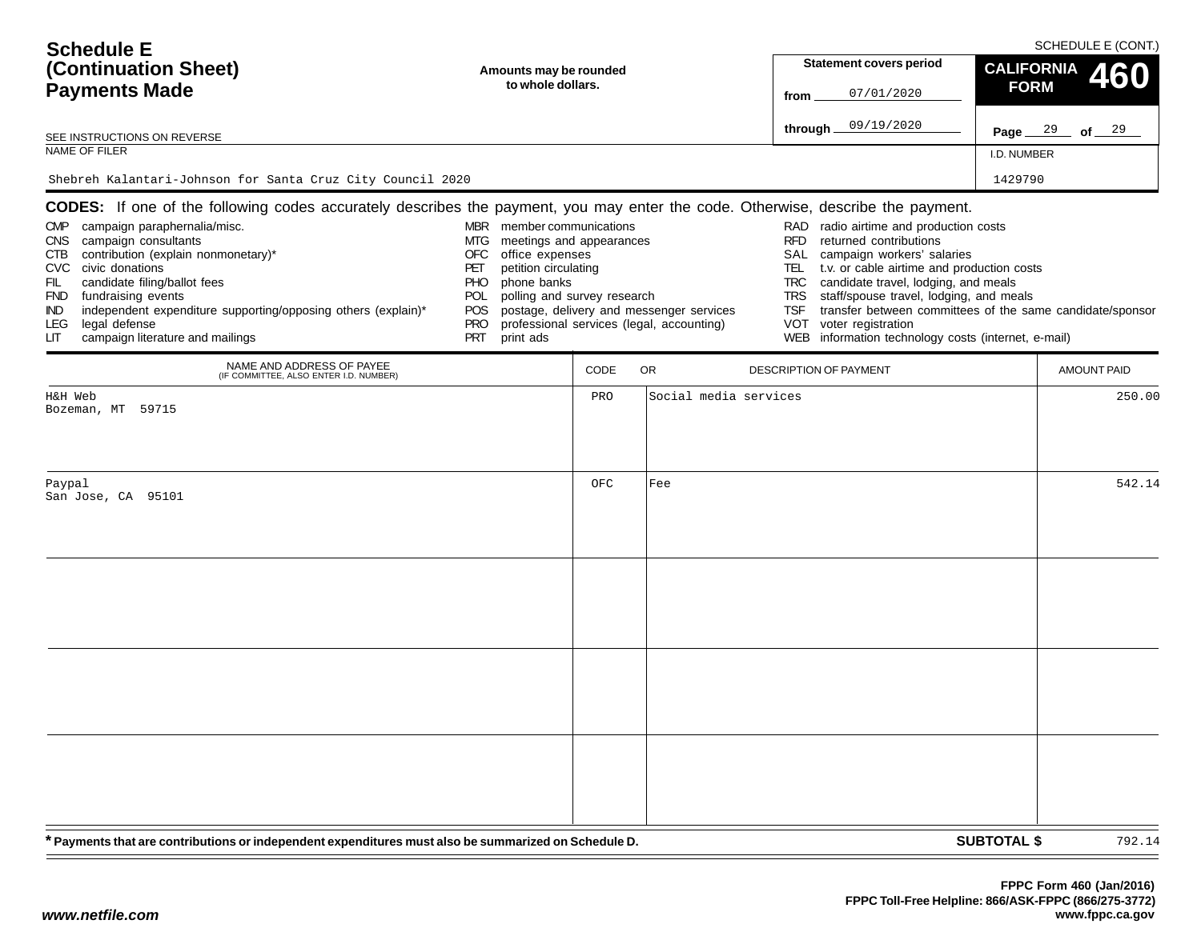# Schedule E (Continuation Sheet) Payments Made

SCHEDULE E (CONT.)

**Amounts may be rounded to whole dollars.**

SEE INSTRUCTIONS ON REVERSE

| Statement covers period | |
|---|---|
| from | 07/01/2020 |
| through | 09/19/2020 |

**CALIFORNIA FORM 460**

Page 29 of 29

NAME OF FILER: Shebreh Kalantari-Johnson for Santa Cruz City Council 2020

I.D. NUMBER: 1429790

**CODES:** If one of the following codes accurately describes the payment, you may enter the code. Otherwise, describe the payment.

- CMP campaign paraphernalia/misc.
- CNS campaign consultants
- CTB contribution (explain nonmonetary)*
- CVC civic donations
- FIL candidate filing/ballot fees
- FND fundraising events
- IND independent expenditure supporting/opposing others (explain)*
- LEG legal defense
- LIT campaign literature and mailings
- MBR member communications
- MTG meetings and appearances
- OFC office expenses
- PET petition circulating
- PHO phone banks
- POL polling and survey research
- POS postage, delivery and messenger services
- PRO professional services (legal, accounting)
- PRT print ads
- RAD radio airtime and production costs
- RFD returned contributions
- SAL campaign workers' salaries
- TEL t.v. or cable airtime and production costs
- TRC candidate travel, lodging, and meals
- TRS staff/spouse travel, lodging, and meals
- TSF transfer between committees of the same candidate/sponsor
- VOT voter registration
- WEB information technology costs (internet, e-mail)

| NAME AND ADDRESS OF PAYEE (IF COMMITTEE, ALSO ENTER I.D. NUMBER) | CODE | OR DESCRIPTION OF PAYMENT | AMOUNT PAID |
|---|---|---|---|
| H&H Web<br>Bozeman, MT 59715 | PRO | Social media services | 250.00 |
| Paypal<br>San Jose, CA 95101 | OFC | Fee | 542.14 |
| | | | |
| | | | |
| | | | |

\* Payments that are contributions or independent expenditures must also be summarized on Schedule D.

**SUBTOTAL $** 792.14

FPPC Form 460 (Jan/2016)
FPPC Toll-Free Helpline: 866/ASK-FPPC (866/275-3772)
www.fppc.ca.gov

www.netfile.com